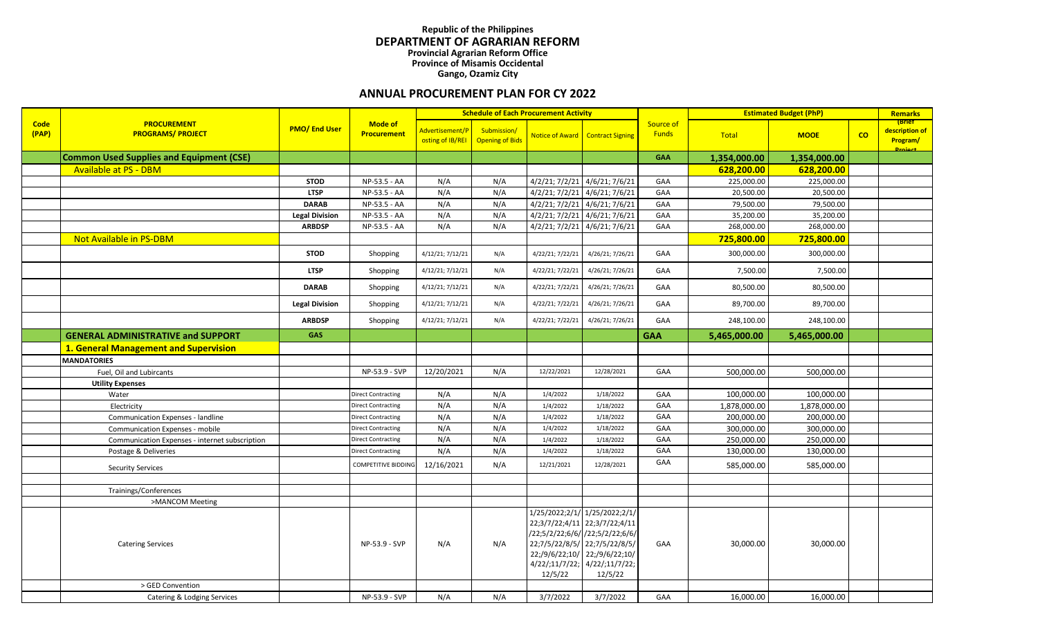**Republic of the Philippines**
**DEPARTMENT OF AGRARIAN REFORM**
**Provincial Agrarian Reform Office**
**Province of Misamis Occidental**
**Gango, Ozamiz City**

## ANNUAL PROCUREMENT PLAN FOR CY 2022

| Code (PAP) | PROCUREMENT PROGRAMS/ PROJECT | PMO/ End User | Mode of Procurement | Schedule of Each Procurement Activity | | | | Source of Funds | Estimated Budget (PhP) | | | Remarks |
|---|---|---|---|---|---|---|---|---|---|---|---|---|
| | | | | Advertisement/Posting of IB/REI | Submission/ Opening of Bids | Notice of Award | Contract Signing | | Total | MOOE | CO | (Brief description of Program/ Project |
| | **Common Used Supplies and Equipment (CSE)** | | | | | | | **GAA** | **1,354,000.00** | **1,354,000.00** | | |
| | Available at PS - DBM | | | | | | | | **628,200.00** | **628,200.00** | | |
| | | **STOD** | NP-53.5 - AA | N/A | N/A | 4/2/21; 7/2/21 | 4/6/21; 7/6/21 | GAA | 225,000.00 | 225,000.00 | | |
| | | **LTSP** | NP-53.5 - AA | N/A | N/A | 4/2/21; 7/2/21 | 4/6/21; 7/6/21 | GAA | 20,500.00 | 20,500.00 | | |
| | | **DARAB** | NP-53.5 - AA | N/A | N/A | 4/2/21; 7/2/21 | 4/6/21; 7/6/21 | GAA | 79,500.00 | 79,500.00 | | |
| | | **Legal Division** | NP-53.5 - AA | N/A | N/A | 4/2/21; 7/2/21 | 4/6/21; 7/6/21 | GAA | 35,200.00 | 35,200.00 | | |
| | | **ARBDSP** | NP-53.5 - AA | N/A | N/A | 4/2/21; 7/2/21 | 4/6/21; 7/6/21 | GAA | 268,000.00 | 268,000.00 | | |
| | Not Available in PS-DBM | | | | | | | | **725,800.00** | **725,800.00** | | |
| | | **STOD** | Shopping | 4/12/21; 7/12/21 | N/A | 4/22/21; 7/22/21 | 4/26/21; 7/26/21 | GAA | 300,000.00 | 300,000.00 | | |
| | | **LTSP** | Shopping | 4/12/21; 7/12/21 | N/A | 4/22/21; 7/22/21 | 4/26/21; 7/26/21 | GAA | 7,500.00 | 7,500.00 | | |
| | | **DARAB** | Shopping | 4/12/21; 7/12/21 | N/A | 4/22/21; 7/22/21 | 4/26/21; 7/26/21 | GAA | 80,500.00 | 80,500.00 | | |
| | | **Legal Division** | Shopping | 4/12/21; 7/12/21 | N/A | 4/22/21; 7/22/21 | 4/26/21; 7/26/21 | GAA | 89,700.00 | 89,700.00 | | |
| | | **ARBDSP** | Shopping | 4/12/21; 7/12/21 | N/A | 4/22/21; 7/22/21 | 4/26/21; 7/26/21 | GAA | 248,100.00 | 248,100.00 | | |
| | **GENERAL ADMINISTRATIVE and SUPPORT** | **GAS** | | | | | | **GAA** | **5,465,000.00** | **5,465,000.00** | | |
| | **1. General Management and Supervision** | | | | | | | | | | | |
| | **MANDATORIES** | | | | | | | | | | | |
| | Fuel, Oil and Lubircants | | NP-53.9 - SVP | 12/20/2021 | N/A | 12/22/2021 | 12/28/2021 | GAA | 500,000.00 | 500,000.00 | | |
| | **Utility Expenses** | | | | | | | | | | | |
| | Water | | Direct Contracting | N/A | N/A | 1/4/2022 | 1/18/2022 | GAA | 100,000.00 | 100,000.00 | | |
| | Electricity | | Direct Contracting | N/A | N/A | 1/4/2022 | 1/18/2022 | GAA | 1,878,000.00 | 1,878,000.00 | | |
| | Communication Expenses - landline | | Direct Contracting | N/A | N/A | 1/4/2022 | 1/18/2022 | GAA | 200,000.00 | 200,000.00 | | |
| | Communication Expenses - mobile | | Direct Contracting | N/A | N/A | 1/4/2022 | 1/18/2022 | GAA | 300,000.00 | 300,000.00 | | |
| | Communication Expenses - internet subscription | | Direct Contracting | N/A | N/A | 1/4/2022 | 1/18/2022 | GAA | 250,000.00 | 250,000.00 | | |
| | Postage & Deliveries | | Direct Contracting | N/A | N/A | 1/4/2022 | 1/18/2022 | GAA | 130,000.00 | 130,000.00 | | |
| | Security Services | | COMPETITIVE BIDDING | 12/16/2021 | N/A | 12/21/2021 | 12/28/2021 | GAA | 585,000.00 | 585,000.00 | | |
| | | | | | | | | | | | | |
| | Trainings/Conferences | | | | | | | | | | | |
| | >MANCOM Meeting | | | | | | | | | | | |
| | Catering Services | | NP-53.9 - SVP | N/A | N/A | 1/25/2022;2/1/22;3/7/22;4/11/22;5/2/22;6/6/22;7/5/22/8/5/22;/9/6/22;10/4/22/;11/7/22; 12/5/22 | 1/25/2022;2/1/22;3/7/22;4/11/22;5/2/22;6/6/22;7/5/22/8/5/22;/9/6/22;10/4/22/;11/7/22; 12/5/22 | GAA | 30,000.00 | 30,000.00 | | |
| | > GED Convention | | | | | | | | | | | |
| | Catering & Lodging Services | | NP-53.9 - SVP | N/A | N/A | 3/7/2022 | 3/7/2022 | GAA | 16,000.00 | 16,000.00 | | |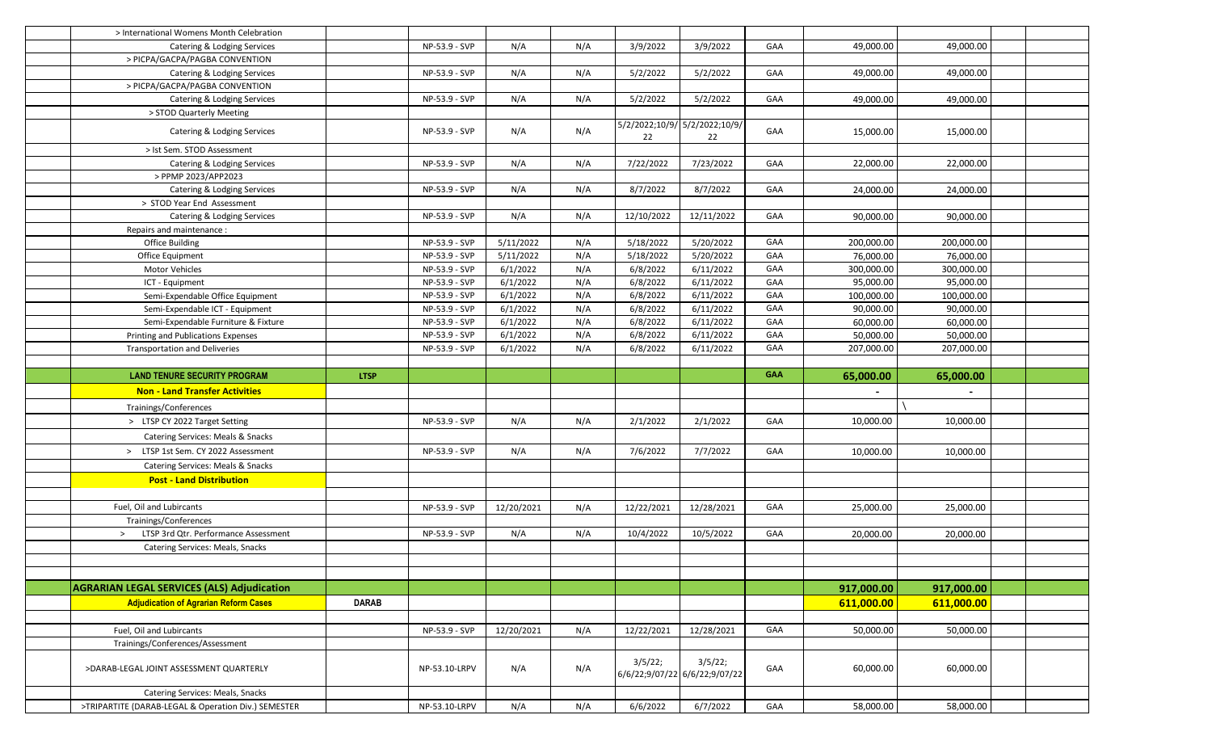| | | | | | | | | | | | | |
|---|---|---|---|---|---|---|---|---|---|---|---|---|
| | > International Womens Month Celebration | | | | | | | | | | | |
| | Catering & Lodging Services | | NP-53.9 - SVP | N/A | N/A | 3/9/2022 | 3/9/2022 | GAA | 49,000.00 | 49,000.00 | | |
| | > PICPA/GACPA/PAGBA CONVENTION | | | | | | | | | | | |
| | Catering & Lodging Services | | NP-53.9 - SVP | N/A | N/A | 5/2/2022 | 5/2/2022 | GAA | 49,000.00 | 49,000.00 | | |
| | > PICPA/GACPA/PAGBA CONVENTION | | | | | | | | | | | |
| | Catering & Lodging Services | | NP-53.9 - SVP | N/A | N/A | 5/2/2022 | 5/2/2022 | GAA | 49,000.00 | 49,000.00 | | |
| | > STOD Quarterly Meeting | | | | | | | | | | | |
| | Catering & Lodging Services | | NP-53.9 - SVP | N/A | N/A | 5/2/2022;10/9/22 | 5/2/2022;10/9/22 | GAA | 15,000.00 | 15,000.00 | | |
| | > Ist Sem. STOD Assessment | | | | | | | | | | | |
| | Catering & Lodging Services | | NP-53.9 - SVP | N/A | N/A | 7/22/2022 | 7/23/2022 | GAA | 22,000.00 | 22,000.00 | | |
| | > PPMP 2023/APP2023 | | | | | | | | | | | |
| | Catering & Lodging Services | | NP-53.9 - SVP | N/A | N/A | 8/7/2022 | 8/7/2022 | GAA | 24,000.00 | 24,000.00 | | |
| | > STOD Year End Assessment | | | | | | | | | | | |
| | Catering & Lodging Services | | NP-53.9 - SVP | N/A | N/A | 12/10/2022 | 12/11/2022 | GAA | 90,000.00 | 90,000.00 | | |
| | Repairs and maintenance : | | | | | | | | | | | |
| | Office Building | | NP-53.9 - SVP | 5/11/2022 | N/A | 5/18/2022 | 5/20/2022 | GAA | 200,000.00 | 200,000.00 | | |
| | Office Equipment | | NP-53.9 - SVP | 5/11/2022 | N/A | 5/18/2022 | 5/20/2022 | GAA | 76,000.00 | 76,000.00 | | |
| | Motor Vehicles | | NP-53.9 - SVP | 6/1/2022 | N/A | 6/8/2022 | 6/11/2022 | GAA | 300,000.00 | 300,000.00 | | |
| | ICT - Equipment | | NP-53.9 - SVP | 6/1/2022 | N/A | 6/8/2022 | 6/11/2022 | GAA | 95,000.00 | 95,000.00 | | |
| | Semi-Expendable Office Equipment | | NP-53.9 - SVP | 6/1/2022 | N/A | 6/8/2022 | 6/11/2022 | GAA | 100,000.00 | 100,000.00 | | |
| | Semi-Expendable ICT - Equipment | | NP-53.9 - SVP | 6/1/2022 | N/A | 6/8/2022 | 6/11/2022 | GAA | 90,000.00 | 90,000.00 | | |
| | Semi-Expendable Furniture & Fixture | | NP-53.9 - SVP | 6/1/2022 | N/A | 6/8/2022 | 6/11/2022 | GAA | 60,000.00 | 60,000.00 | | |
| | Printing and Publications Expenses | | NP-53.9 - SVP | 6/1/2022 | N/A | 6/8/2022 | 6/11/2022 | GAA | 50,000.00 | 50,000.00 | | |
| | Transportation and Deliveries | | NP-53.9 - SVP | 6/1/2022 | N/A | 6/8/2022 | 6/11/2022 | GAA | 207,000.00 | 207,000.00 | | |
| | | | | | | | | | | | | |
| | **LAND TENURE SECURITY PROGRAM** | **LTSP** | | | | | | **GAA** | **65,000.00** | **65,000.00** | | |
| | **Non - Land Transfer Activities** | | | | | | | | - | - | | |
| | Trainings/Conferences | | | | | | | | | \ | | |
| | > LTSP CY 2022 Target Setting | | NP-53.9 - SVP | N/A | N/A | 2/1/2022 | 2/1/2022 | GAA | 10,000.00 | 10,000.00 | | |
| | Catering Services: Meals & Snacks | | | | | | | | | | | |
| | > LTSP 1st Sem. CY 2022 Assessment | | NP-53.9 - SVP | N/A | N/A | 7/6/2022 | 7/7/2022 | GAA | 10,000.00 | 10,000.00 | | |
| | Catering Services: Meals & Snacks | | | | | | | | | | | |
| | **Post - Land Distribution** | | | | | | | | | | | |
| | | | | | | | | | | | | |
| | Fuel, Oil and Lubircants | | NP-53.9 - SVP | 12/20/2021 | N/A | 12/22/2021 | 12/28/2021 | GAA | 25,000.00 | 25,000.00 | | |
| | Trainings/Conferences | | | | | | | | | | | |
| | > LTSP 3rd Qtr. Performance Assessment | | NP-53.9 - SVP | N/A | N/A | 10/4/2022 | 10/5/2022 | GAA | 20,000.00 | 20,000.00 | | |
| | Catering Services: Meals, Snacks | | | | | | | | | | | |
| | | | | | | | | | | | | |
| | | | | | | | | | | | | |
| | **AGRARIAN LEGAL SERVICES (ALS) Adjudication** | | | | | | | | **917,000.00** | **917,000.00** | | |
| | **Adjudication of Agrarian Reform Cases** | **DARAB** | | | | | | | **611,000.00** | **611,000.00** | | |
| | | | | | | | | | | | | |
| | Fuel, Oil and Lubircants | | NP-53.9 - SVP | 12/20/2021 | N/A | 12/22/2021 | 12/28/2021 | GAA | 50,000.00 | 50,000.00 | | |
| | Trainings/Conferences/Assessment | | | | | | | | | | | |
| | >DARAB-LEGAL JOINT ASSESSMENT QUARTERLY | | NP-53.10-LRPV | N/A | N/A | 3/5/22; 6/6/22;9/07/22 | 3/5/22; 6/6/22;9/07/22 | GAA | 60,000.00 | 60,000.00 | | |
| | Catering Services: Meals, Snacks | | | | | | | | | | | |
| | >TRIPARTITE (DARAB-LEGAL & Operation Div.) SEMESTER | | NP-53.10-LRPV | N/A | N/A | 6/6/2022 | 6/7/2022 | GAA | 58,000.00 | 58,000.00 | | |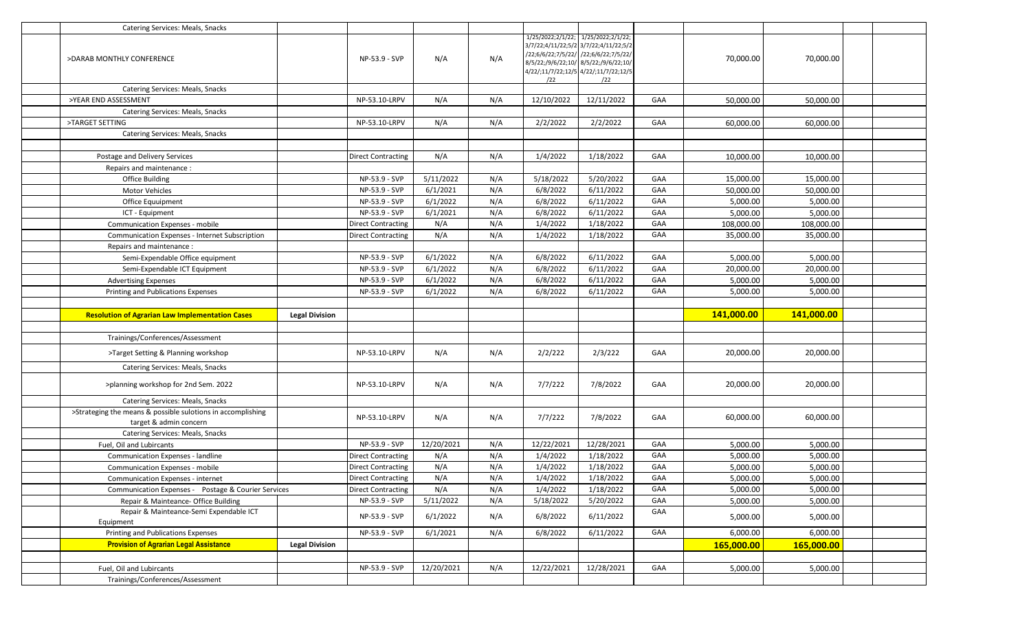| | | | | | | | | | | | | |
|---|---|---|---|---|---|---|---|---|---|---|---|---|
| | Catering Services: Meals, Snacks | | | | | | | | | | | |
| | >DARAB MONTHLY CONFERENCE | | NP-53.9 - SVP | N/A | N/A | 1/25/2022;2/1/22;3/7/22;4/11/22;5/2/22;6/6/22;7/5/22/8/5/22;/9/6/22;10/4/22/;11/7/22;12/5/22 | 1/25/2022;2/1/22;3/7/22;4/11/22;5/2/22;6/6/22;7/5/22/8/5/22;/9/6/22;10/4/22/;11/7/22;12/5/22 | | 70,000.00 | 70,000.00 | | |
| | Catering Services: Meals, Snacks | | | | | | | | | | | |
| | >YEAR END ASSESSMENT | | NP-53.10-LRPV | N/A | N/A | 12/10/2022 | 12/11/2022 | GAA | 50,000.00 | 50,000.00 | | |
| | Catering Services: Meals, Snacks | | | | | | | | | | | |
| | >TARGET SETTING | | NP-53.10-LRPV | N/A | N/A | 2/2/2022 | 2/2/2022 | GAA | 60,000.00 | 60,000.00 | | |
| | Catering Services: Meals, Snacks | | | | | | | | | | | |
| | | | | | | | | | | | | |
| | Postage and Delivery Services | | Direct Contracting | N/A | N/A | 1/4/2022 | 1/18/2022 | GAA | 10,000.00 | 10,000.00 | | |
| | Repairs and maintenance : | | | | | | | | | | | |
| | Office Building | | NP-53.9 - SVP | 5/11/2022 | N/A | 5/18/2022 | 5/20/2022 | GAA | 15,000.00 | 15,000.00 | | |
| | Motor Vehicles | | NP-53.9 - SVP | 6/1/2021 | N/A | 6/8/2022 | 6/11/2022 | GAA | 50,000.00 | 50,000.00 | | |
| | Office Equuipment | | NP-53.9 - SVP | 6/1/2022 | N/A | 6/8/2022 | 6/11/2022 | GAA | 5,000.00 | 5,000.00 | | |
| | ICT - Equipment | | NP-53.9 - SVP | 6/1/2021 | N/A | 6/8/2022 | 6/11/2022 | GAA | 5,000.00 | 5,000.00 | | |
| | Communication Expenses - mobile | | Direct Contracting | N/A | N/A | 1/4/2022 | 1/18/2022 | GAA | 108,000.00 | 108,000.00 | | |
| | Communication Expenses - Internet Subscription | | Direct Contracting | N/A | N/A | 1/4/2022 | 1/18/2022 | GAA | 35,000.00 | 35,000.00 | | |
| | Repairs and maintenance : | | | | | | | | | | | |
| | Semi-Expendable Office equipment | | NP-53.9 - SVP | 6/1/2022 | N/A | 6/8/2022 | 6/11/2022 | GAA | 5,000.00 | 5,000.00 | | |
| | Semi-Expendable ICT Equipment | | NP-53.9 - SVP | 6/1/2022 | N/A | 6/8/2022 | 6/11/2022 | GAA | 20,000.00 | 20,000.00 | | |
| | Advertising Expenses | | NP-53.9 - SVP | 6/1/2022 | N/A | 6/8/2022 | 6/11/2022 | GAA | 5,000.00 | 5,000.00 | | |
| | Printing and Publications Expenses | | NP-53.9 - SVP | 6/1/2022 | N/A | 6/8/2022 | 6/11/2022 | GAA | 5,000.00 | 5,000.00 | | |
| | | | | | | | | | | | | |
| | **Resolution of Agrarian Law Implementation Cases** | **Legal Division** | | | | | | | **141,000.00** | **141,000.00** | | |
| | | | | | | | | | | | | |
| | Trainings/Conferences/Assessment | | | | | | | | | | | |
| | >Target Setting & Planning workshop | | NP-53.10-LRPV | N/A | N/A | 2/2/222 | 2/3/222 | GAA | 20,000.00 | 20,000.00 | | |
| | Catering Services: Meals, Snacks | | | | | | | | | | | |
| | >planning workshop for 2nd Sem. 2022 | | NP-53.10-LRPV | N/A | N/A | 7/7/222 | 7/8/2022 | GAA | 20,000.00 | 20,000.00 | | |
| | Catering Services: Meals, Snacks | | | | | | | | | | | |
| | >Strateging the means & possible sulotions in accomplishing target & admin concern | | NP-53.10-LRPV | N/A | N/A | 7/7/222 | 7/8/2022 | GAA | 60,000.00 | 60,000.00 | | |
| | Catering Services: Meals, Snacks | | | | | | | | | | | |
| | Fuel, Oil and Lubircants | | NP-53.9 - SVP | 12/20/2021 | N/A | 12/22/2021 | 12/28/2021 | GAA | 5,000.00 | 5,000.00 | | |
| | Communication Expenses - landline | | Direct Contracting | N/A | N/A | 1/4/2022 | 1/18/2022 | GAA | 5,000.00 | 5,000.00 | | |
| | Communication Expenses - mobile | | Direct Contracting | N/A | N/A | 1/4/2022 | 1/18/2022 | GAA | 5,000.00 | 5,000.00 | | |
| | Communication Expenses - internet | | Direct Contracting | N/A | N/A | 1/4/2022 | 1/18/2022 | GAA | 5,000.00 | 5,000.00 | | |
| | Communication Expenses - Postage & Courier Services | | Direct Contracting | N/A | N/A | 1/4/2022 | 1/18/2022 | GAA | 5,000.00 | 5,000.00 | | |
| | Repair & Mainteance- Office Building | | NP-53.9 - SVP | 5/11/2022 | N/A | 5/18/2022 | 5/20/2022 | GAA | 5,000.00 | 5,000.00 | | |
| | Repair & Mainteance-Semi Expendable ICT Equipment | | NP-53.9 - SVP | 6/1/2022 | N/A | 6/8/2022 | 6/11/2022 | GAA | 5,000.00 | 5,000.00 | | |
| | Printing and Publications Expenses | | NP-53.9 - SVP | 6/1/2021 | N/A | 6/8/2022 | 6/11/2022 | GAA | 6,000.00 | 6,000.00 | | |
| | **Provision of Agrarian Legal Assistance** | **Legal Division** | | | | | | | **165,000.00** | **165,000.00** | | |
| | | | | | | | | | | | | |
| | Fuel, Oil and Lubircants | | NP-53.9 - SVP | 12/20/2021 | N/A | 12/22/2021 | 12/28/2021 | GAA | 5,000.00 | 5,000.00 | | |
| | Trainings/Conferences/Assessment | | | | | | | | | | | |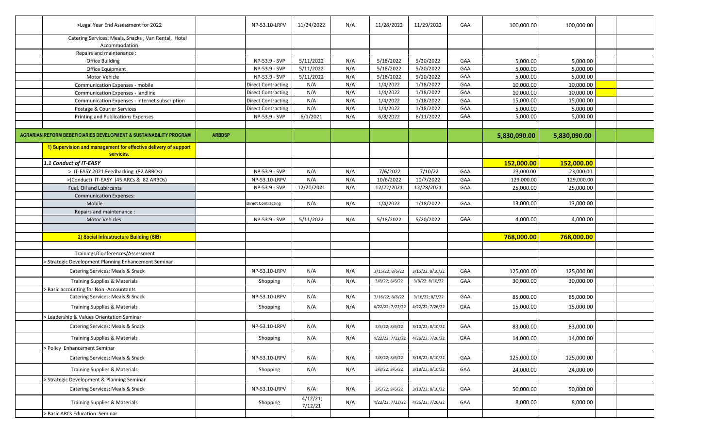| | | | | | | | | | | | | |
|---|---|---|---|---|---|---|---|---|---|---|---|---|
| | >Legal Year End Assessment for 2022 | | NP-53.10-LRPV | 11/24/2022 | N/A | 11/28/2022 | 11/29/2022 | GAA | 100,000.00 | 100,000.00 | | |
| | Catering Services: Meals, Snacks , Van Rental, Hotel Accommodation | | | | | | | | | | | |
| | Repairs and maintenance : | | | | | | | | | | | |
| | Office Building | | NP-53.9 - SVP | 5/11/2022 | N/A | 5/18/2022 | 5/20/2022 | GAA | 5,000.00 | 5,000.00 | | |
| | Office Equipment | | NP-53.9 - SVP | 5/11/2022 | N/A | 5/18/2022 | 5/20/2022 | GAA | 5,000.00 | 5,000.00 | | |
| | Motor Vehicle | | NP-53.9 - SVP | 5/11/2022 | N/A | 5/18/2022 | 5/20/2022 | GAA | 5,000.00 | 5,000.00 | | |
| | Communication Expenses - mobile | | Direct Contracting | N/A | N/A | 1/4/2022 | 1/18/2022 | GAA | 10,000.00 | 10,000.00 | | |
| | Communication Expenses - landline | | Direct Contracting | N/A | N/A | 1/4/2022 | 1/18/2022 | GAA | 10,000.00 | 10,000.00 | | |
| | Communication Expenses - internet subscription | | Direct Contracting | N/A | N/A | 1/4/2022 | 1/18/2022 | GAA | 15,000.00 | 15,000.00 | | |
| | Postage & Courier Services | | Direct Contracting | N/A | N/A | 1/4/2022 | 1/18/2022 | GAA | 5,000.00 | 5,000.00 | | |
| | Printing and Publications Expenses | | NP-53.9 - SVP | 6/1/2021 | N/A | 6/8/2022 | 6/11/2022 | GAA | 5,000.00 | 5,000.00 | | |
| | | | | | | | | | | | | |
| | **AGRARIAN REFORM BEBEFICIARIES DEVELOPMENT & SUSTAINABILITY PROGRAM** | **ARBDSP** | | | | | | | **5,830,090.00** | **5,830,090.00** | | |
| | **1) Supervision and management for effective delivery of support services.** | | | | | | | | | | | |
| | ***1.1 Conduct of IT-EASY*** | | | | | | | | **152,000.00** | **152,000.00** | | |
| | > IT-EASY 2021 Feedbacking (82 ARBOs) | | NP-53.9 - SVP | N/A | N/A | 7/6/2022 | 7/10/22 | GAA | 23,000.00 | 23,000.00 | | |
| | >(Conduct) IT-EASY (45 ARCs & 82 ARBOs) | | NP-53.10-LRPV | N/A | N/A | 10/6/2022 | 10/7/2022 | GAA | 129,000.00 | 129,000.00 | | |
| | Fuel, Oil and Lubircants | | NP-53.9 - SVP | 12/20/2021 | N/A | 12/22/2021 | 12/28/2021 | GAA | 25,000.00 | 25,000.00 | | |
| | Communication Expenses: | | | | | | | | | | | |
| | Mobile | | Direct Contracting | N/A | N/A | 1/4/2022 | 1/18/2022 | GAA | 13,000.00 | 13,000.00 | | |
| | Repairs and maintenance : | | | | | | | | | | | |
| | Motor Vehicles | | NP-53.9 - SVP | 5/11/2022 | N/A | 5/18/2022 | 5/20/2022 | GAA | 4,000.00 | 4,000.00 | | |
| | | | | | | | | | | | | |
| | **2) Social Infrastructure Building (SIB)** | | | | | | | | **768,000.00** | **768,000.00** | | |
| | | | | | | | | | | | | |
| | Trainings/Conferences/Assessment | | | | | | | | | | | |
| | > Strategic Development Planning Enhancement Seminar | | | | | | | | | | | |
| | Catering Services: Meals & Snack | | NP-53.10-LRPV | N/A | N/A | 3/15/22; 8/6/22 | 3/15/22: 8/10/22 | GAA | 125,000.00 | 125,000.00 | | |
| | Training Supplies & Materials | | Shopping | N/A | N/A | 3/8/22; 8/6/22 | 3/8/22: 8/10/22 | GAA | 30,000.00 | 30,000.00 | | |
| | > Basic accounting for Non -Accountants | | | | | | | | | | | |
| | Catering Services: Meals & Snack | | NP-53.10-LRPV | N/A | N/A | 3/16/22; 8/6/22 | 3/16/22; 8/7/22 | GAA | 85,000.00 | 85,000.00 | | |
| | Training Supplies & Materials | | Shopping | N/A | N/A | 4/22/22; 7/22/22 | 4/22/22; 7/26/22 | GAA | 15,000.00 | 15,000.00 | | |
| | > Leadership & Values Orientation Seminar | | | | | | | | | | | |
| | Catering Services: Meals & Snack | | NP-53.10-LRPV | N/A | N/A | 3/5/22; 8/6/22 | 3/10/22; 8/10/22 | GAA | 83,000.00 | 83,000.00 | | |
| | Training Supplies & Materials | | Shopping | N/A | N/A | 4/22/22; 7/22/22 | 4/26/22; 7/26/22 | GAA | 14,000.00 | 14,000.00 | | |
| | > Policy Enhancement Seminar | | | | | | | | | | | |
| | Catering Services: Meals & Snack | | NP-53.10-LRPV | N/A | N/A | 3/8/22; 8/6/22 | 3/18/22; 8/10/22 | GAA | 125,000.00 | 125,000.00 | | |
| | Training Supplies & Materials | | Shopping | N/A | N/A | 3/8/22; 8/6/22 | 3/18/22; 8/10/22 | GAA | 24,000.00 | 24,000.00 | | |
| | > Strategic Development & Planning Seminar | | | | | | | | | | | |
| | Catering Services: Meals & Snack | | NP-53.10-LRPV | N/A | N/A | 3/5/22; 8/6/22 | 3/10/22; 8/10/22 | GAA | 50,000.00 | 50,000.00 | | |
| | Training Supplies & Materials | | Shopping | 4/12/21; 7/12/21 | N/A | 4/22/22; 7/22/22 | 4/26/22; 7/26/22 | GAA | 8,000.00 | 8,000.00 | | |
| | > Basic ARCs Education Seminar | | | | | | | | | | | |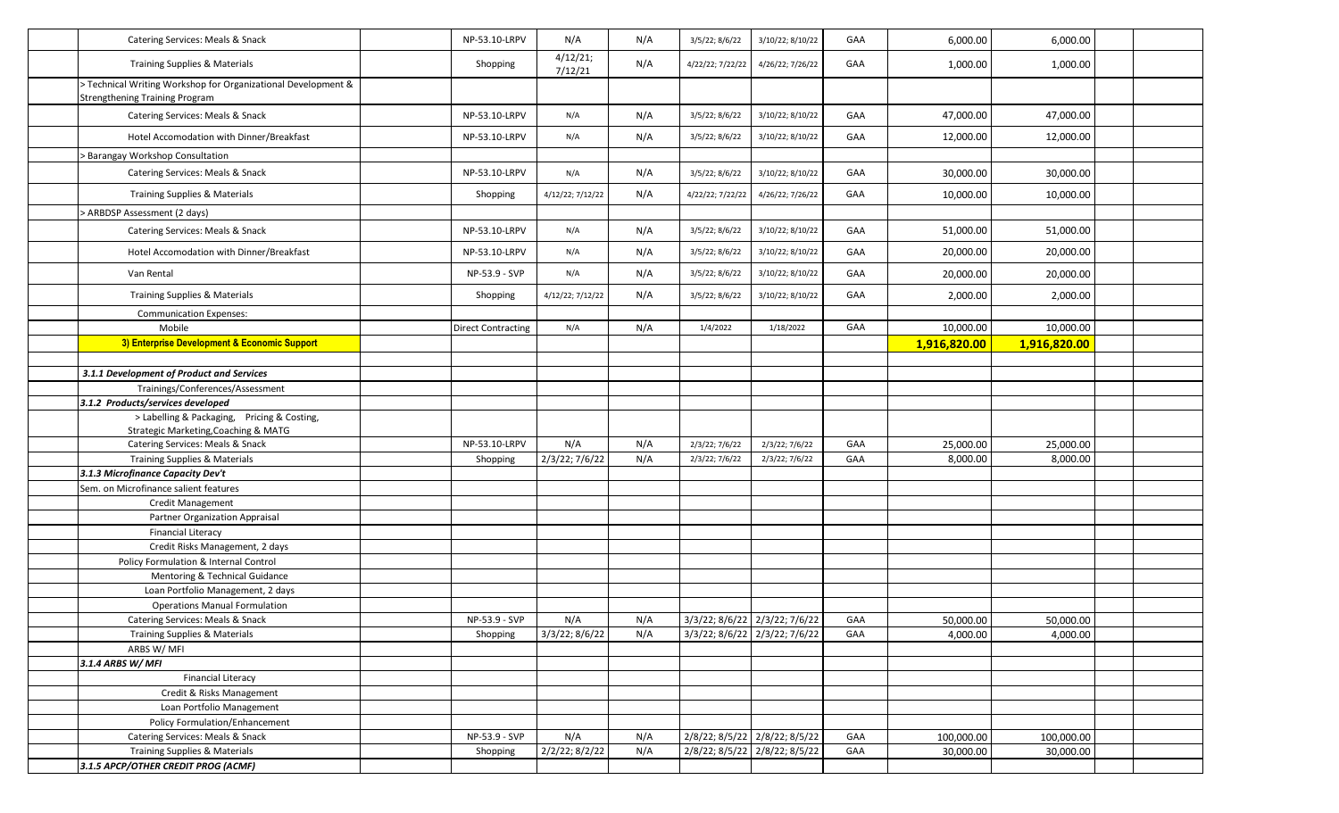| | | | | | | | | | | | | |
|---|---|---|---|---|---|---|---|---|---|---|---|---|
| | Catering Services: Meals & Snack | | NP-53.10-LRPV | N/A | N/A | 3/5/22; 8/6/22 | 3/10/22; 8/10/22 | GAA | 6,000.00 | 6,000.00 | | |
| | Training Supplies & Materials | | Shopping | 4/12/21; 7/12/21 | N/A | 4/22/22; 7/22/22 | 4/26/22; 7/26/22 | GAA | 1,000.00 | 1,000.00 | | |
| | > Technical Writing Workshop for Organizational Development & Strengthening Training Program | | | | | | | | | | | |
| | Catering Services: Meals & Snack | | NP-53.10-LRPV | N/A | N/A | 3/5/22; 8/6/22 | 3/10/22; 8/10/22 | GAA | 47,000.00 | 47,000.00 | | |
| | Hotel Accomodation with Dinner/Breakfast | | NP-53.10-LRPV | N/A | N/A | 3/5/22; 8/6/22 | 3/10/22; 8/10/22 | GAA | 12,000.00 | 12,000.00 | | |
| | > Barangay Workshop Consultation | | | | | | | | | | | |
| | Catering Services: Meals & Snack | | NP-53.10-LRPV | N/A | N/A | 3/5/22; 8/6/22 | 3/10/22; 8/10/22 | GAA | 30,000.00 | 30,000.00 | | |
| | Training Supplies & Materials | | Shopping | 4/12/22; 7/12/22 | N/A | 4/22/22; 7/22/22 | 4/26/22; 7/26/22 | GAA | 10,000.00 | 10,000.00 | | |
| | > ARBDSP Assessment (2 days) | | | | | | | | | | | |
| | Catering Services: Meals & Snack | | NP-53.10-LRPV | N/A | N/A | 3/5/22; 8/6/22 | 3/10/22; 8/10/22 | GAA | 51,000.00 | 51,000.00 | | |
| | Hotel Accomodation with Dinner/Breakfast | | NP-53.10-LRPV | N/A | N/A | 3/5/22; 8/6/22 | 3/10/22; 8/10/22 | GAA | 20,000.00 | 20,000.00 | | |
| | Van Rental | | NP-53.9 - SVP | N/A | N/A | 3/5/22; 8/6/22 | 3/10/22; 8/10/22 | GAA | 20,000.00 | 20,000.00 | | |
| | Training Supplies & Materials | | Shopping | 4/12/22; 7/12/22 | N/A | 3/5/22; 8/6/22 | 3/10/22; 8/10/22 | GAA | 2,000.00 | 2,000.00 | | |
| | Communication Expenses: | | | | | | | | | | | |
| | Mobile | | Direct Contracting | N/A | N/A | 1/4/2022 | 1/18/2022 | GAA | 10,000.00 | 10,000.00 | | |
| | **3) Enterprise Development & Economic Support** | | | | | | | | **1,916,820.00** | **1,916,820.00** | | |
| | | | | | | | | | | | | |
| | ***3.1.1 Development of Product and Services*** | | | | | | | | | | | |
| | Trainings/Conferences/Assessment | | | | | | | | | | | |
| | ***3.1.2 Products/services developed*** | | | | | | | | | | | |
| | > Labelling & Packaging, Pricing & Costing, Strategic Marketing,Coaching & MATG | | | | | | | | | | | |
| | Catering Services: Meals & Snack | | NP-53.10-LRPV | N/A | N/A | 2/3/22; 7/6/22 | 2/3/22; 7/6/22 | GAA | 25,000.00 | 25,000.00 | | |
| | Training Supplies & Materials | | Shopping | 2/3/22; 7/6/22 | N/A | 2/3/22; 7/6/22 | 2/3/22; 7/6/22 | GAA | 8,000.00 | 8,000.00 | | |
| | ***3.1.3 Microfinance Capacity Dev't*** | | | | | | | | | | | |
| | Sem. on Microfinance salient features | | | | | | | | | | | |
| | Credit Management | | | | | | | | | | | |
| | Partner Organization Appraisal | | | | | | | | | | | |
| | Financial Literacy | | | | | | | | | | | |
| | Credit Risks Management, 2 days | | | | | | | | | | | |
| | Policy Formulation & Internal Control | | | | | | | | | | | |
| | Mentoring & Technical Guidance | | | | | | | | | | | |
| | Loan Portfolio Management, 2 days | | | | | | | | | | | |
| | Operations Manual Formulation | | | | | | | | | | | |
| | Catering Services: Meals & Snack | | NP-53.9 - SVP | N/A | N/A | 3/3/22; 8/6/22 | 2/3/22; 7/6/22 | GAA | 50,000.00 | 50,000.00 | | |
| | Training Supplies & Materials | | Shopping | 3/3/22; 8/6/22 | N/A | 3/3/22; 8/6/22 | 2/3/22; 7/6/22 | GAA | 4,000.00 | 4,000.00 | | |
| | ARBS W/ MFI | | | | | | | | | | | |
| | ***3.1.4 ARBS W/ MFI*** | | | | | | | | | | | |
| | Financial Literacy | | | | | | | | | | | |
| | Credit & Risks Management | | | | | | | | | | | |
| | Loan Portfolio Management | | | | | | | | | | | |
| | Policy Formulation/Enhancement | | | | | | | | | | | |
| | Catering Services: Meals & Snack | | NP-53.9 - SVP | N/A | N/A | 2/8/22; 8/5/22 | 2/8/22; 8/5/22 | GAA | 100,000.00 | 100,000.00 | | |
| | Training Supplies & Materials | | Shopping | 2/2/22; 8/2/22 | N/A | 2/8/22; 8/5/22 | 2/8/22; 8/5/22 | GAA | 30,000.00 | 30,000.00 | | |
| | ***3.1.5 APCP/OTHER CREDIT PROG (ACMF)*** | | | | | | | | | | | |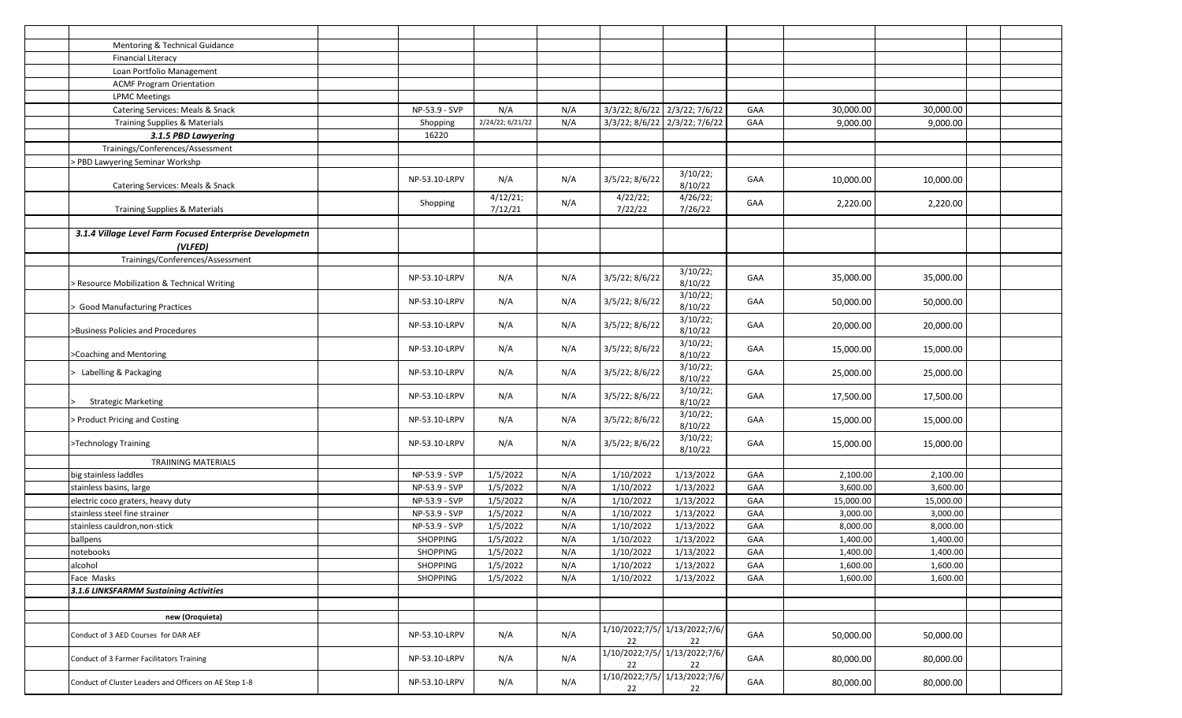| | | | | | | | | | | | |
|---|---|---|---|---|---|---|---|---|---|---|---|
| Mentoring & Technical Guidance | | | | | | | | | | | |
| Financial Literacy | | | | | | | | | | | |
| Loan Portfolio Management | | | | | | | | | | | |
| ACMF Program Orientation | | | | | | | | | | | |
| LPMC Meetings | | | | | | | | | | | |
| Catering Services: Meals & Snack | | NP-53.9 - SVP | N/A | N/A | 3/3/22; 8/6/22 | 2/3/22; 7/6/22 | GAA | 30,000.00 | 30,000.00 | | |
| Training Supplies & Materials | | Shopping | 2/24/22; 6/21/22 | N/A | 3/3/22; 8/6/22 | 2/3/22; 7/6/22 | GAA | 9,000.00 | 9,000.00 | | |
| ***3.1.5 PBD Lawyering*** | | 16220 | | | | | | | | | |
| Trainings/Conferences/Assessment | | | | | | | | | | | |
| > PBD Lawyering Seminar Workshp | | | | | | | | | | | |
| Catering Services: Meals & Snack | | NP-53.10-LRPV | N/A | N/A | 3/5/22; 8/6/22 | 3/10/22; 8/10/22 | GAA | 10,000.00 | 10,000.00 | | |
| Training Supplies & Materials | | Shopping | 4/12/21; 7/12/21 | N/A | 4/22/22; 7/22/22 | 4/26/22; 7/26/22 | GAA | 2,220.00 | 2,220.00 | | |
| | | | | | | | | | | | |
| ***3.1.4 Village Level Farm Focused Enterprise Developmetn (VLFED)*** | | | | | | | | | | | |
| Trainings/Conferences/Assessment | | | | | | | | | | | |
| > Resource Mobilization & Technical Writing | | NP-53.10-LRPV | N/A | N/A | 3/5/22; 8/6/22 | 3/10/22; 8/10/22 | GAA | 35,000.00 | 35,000.00 | | |
| > Good Manufacturing Practices | | NP-53.10-LRPV | N/A | N/A | 3/5/22; 8/6/22 | 3/10/22; 8/10/22 | GAA | 50,000.00 | 50,000.00 | | |
| >Business Policies and Procedures | | NP-53.10-LRPV | N/A | N/A | 3/5/22; 8/6/22 | 3/10/22; 8/10/22 | GAA | 20,000.00 | 20,000.00 | | |
| >Coaching and Mentoring | | NP-53.10-LRPV | N/A | N/A | 3/5/22; 8/6/22 | 3/10/22; 8/10/22 | GAA | 15,000.00 | 15,000.00 | | |
| > Labelling & Packaging | | NP-53.10-LRPV | N/A | N/A | 3/5/22; 8/6/22 | 3/10/22; 8/10/22 | GAA | 25,000.00 | 25,000.00 | | |
| > Strategic Marketing | | NP-53.10-LRPV | N/A | N/A | 3/5/22; 8/6/22 | 3/10/22; 8/10/22 | GAA | 17,500.00 | 17,500.00 | | |
| > Product Pricing and Costing | | NP-53.10-LRPV | N/A | N/A | 3/5/22; 8/6/22 | 3/10/22; 8/10/22 | GAA | 15,000.00 | 15,000.00 | | |
| >Technology Training | | NP-53.10-LRPV | N/A | N/A | 3/5/22; 8/6/22 | 3/10/22; 8/10/22 | GAA | 15,000.00 | 15,000.00 | | |
| TRAIINING MATERIALS | | | | | | | | | | | |
| big stainless laddles | | NP-53.9 - SVP | 1/5/2022 | N/A | 1/10/2022 | 1/13/2022 | GAA | 2,100.00 | 2,100.00 | | |
| stainless basins, large | | NP-53.9 - SVP | 1/5/2022 | N/A | 1/10/2022 | 1/13/2022 | GAA | 3,600.00 | 3,600.00 | | |
| electric coco graters, heavy duty | | NP-53.9 - SVP | 1/5/2022 | N/A | 1/10/2022 | 1/13/2022 | GAA | 15,000.00 | 15,000.00 | | |
| stainless steel fine strainer | | NP-53.9 - SVP | 1/5/2022 | N/A | 1/10/2022 | 1/13/2022 | GAA | 3,000.00 | 3,000.00 | | |
| stainless cauldron,non-stick | | NP-53.9 - SVP | 1/5/2022 | N/A | 1/10/2022 | 1/13/2022 | GAA | 8,000.00 | 8,000.00 | | |
| ballpens | | SHOPPING | 1/5/2022 | N/A | 1/10/2022 | 1/13/2022 | GAA | 1,400.00 | 1,400.00 | | |
| notebooks | | SHOPPING | 1/5/2022 | N/A | 1/10/2022 | 1/13/2022 | GAA | 1,400.00 | 1,400.00 | | |
| alcohol | | SHOPPING | 1/5/2022 | N/A | 1/10/2022 | 1/13/2022 | GAA | 1,600.00 | 1,600.00 | | |
| Face Masks | | SHOPPING | 1/5/2022 | N/A | 1/10/2022 | 1/13/2022 | GAA | 1,600.00 | 1,600.00 | | |
| ***3.1.6 LINKSFARMM Sustaining Activities*** | | | | | | | | | | | |
| | | | | | | | | | | | |
| **new (Oroquieta)** | | | | | | | | | | | |
| Conduct of 3 AED Courses for DAR AEF | | NP-53.10-LRPV | N/A | N/A | 1/10/2022;7/5/22 | 1/13/2022;7/6/22 | GAA | 50,000.00 | 50,000.00 | | |
| Conduct of 3 Farmer Facilitators Training | | NP-53.10-LRPV | N/A | N/A | 1/10/2022;7/5/22 | 1/13/2022;7/6/22 | GAA | 80,000.00 | 80,000.00 | | |
| Conduct of Cluster Leaders and Officers on AE Step 1-8 | | NP-53.10-LRPV | N/A | N/A | 1/10/2022;7/5/22 | 1/13/2022;7/6/22 | GAA | 80,000.00 | 80,000.00 | | |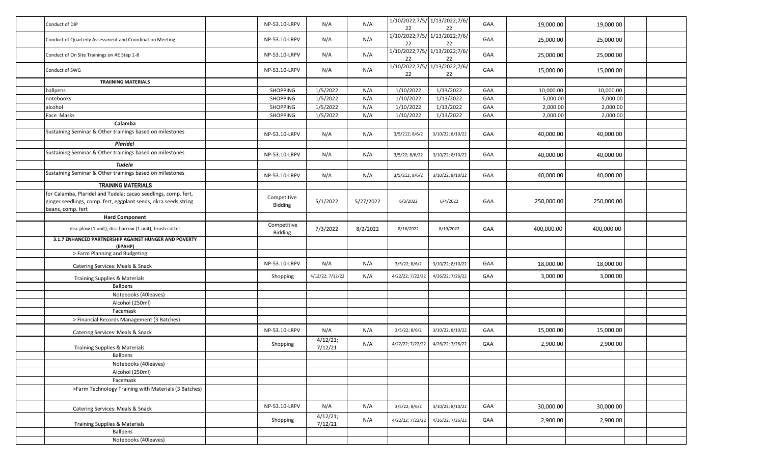| | | | | | | | | | | | |
|---|---|---|---|---|---|---|---|---|---|---|---|
| Conduct of DIP | | NP-53.10-LRPV | N/A | N/A | 1/10/2022;7/5/22 | 1/13/2022;7/6/22 | GAA | 19,000.00 | 19,000.00 | | |
| Conduct of Quarterly Assessment and Coordination Meeting | | NP-53.10-LRPV | N/A | N/A | 1/10/2022;7/5/22 | 1/13/2022;7/6/22 | GAA | 25,000.00 | 25,000.00 | | |
| Conduct of On Site Trainings on AE Step 1-8 | | NP-53.10-LRPV | N/A | N/A | 1/10/2022;7/5/22 | 1/13/2022;7/6/22 | GAA | 25,000.00 | 25,000.00 | | |
| Conduct of SWG | | NP-53.10-LRPV | N/A | N/A | 1/10/2022;7/5/22 | 1/13/2022;7/6/22 | GAA | 15,000.00 | 15,000.00 | | |
| **TRAIINING MATERIALS** | | | | | | | | | | | |
| ballpens | | SHOPPING | 1/5/2022 | N/A | 1/10/2022 | 1/13/2022 | GAA | 10,000.00 | 10,000.00 | | |
| notebooks | | SHOPPING | 1/5/2022 | N/A | 1/10/2022 | 1/13/2022 | GAA | 5,000.00 | 5,000.00 | | |
| alcohol | | SHOPPING | 1/5/2022 | N/A | 1/10/2022 | 1/13/2022 | GAA | 2,000.00 | 2,000.00 | | |
| Face Masks | | SHOPPING | 1/5/2022 | N/A | 1/10/2022 | 1/13/2022 | GAA | 2,000.00 | 2,000.00 | | |
| **Calamba** | | | | | | | | | | | |
| Sustaining Seminar & Other trainings based on milestones | | NP-53.10-LRPV | N/A | N/A | 3/5/212; 8/6/2 | 3/10/22; 8/10/22 | GAA | 40,000.00 | 40,000.00 | | |
| ***Plaridel*** | | | | | | | | | | | |
| Sustaining Seminar & Other trainings based on milestones | | NP-53.10-LRPV | N/A | N/A | 3/5/22; 8/6/22 | 3/10/22; 8/10/22 | GAA | 40,000.00 | 40,000.00 | | |
| ***Tudela*** | | | | | | | | | | | |
| Sustaining Seminar & Other trainings based on milestones | | NP-53.10-LRPV | N/A | N/A | 3/5/212; 8/6/2 | 3/10/22; 8/10/22 | GAA | 40,000.00 | 40,000.00 | | |
| **TRAINING MATERIALS** | | | | | | | | | | | |
| for Calamba, Plaridel and Tudela: cacao seedlings, comp. fert, ginger seedlings, comp. fert, eggplant seeds, okra seeds,string beans, comp. fert | | Competitive Bidding | 5/1/2022 | 5/27/2022 | 6/3/2022 | 6/4/2022 | GAA | 250,000.00 | 250,000.00 | | |
| **Hard Component** | | | | | | | | | | | |
| disc plow (1 unit), disc harrow (1 unit), brush cutter | | Competitive Bidding | 7/3/2022 | 8/2/2022 | 8/16/2022 | 8/19/2022 | GAA | 400,000.00 | 400,000.00 | | |
| **3.1.7 ENHANCED PARTNERSHIP AGAINST HUNGER AND POVERTY (EPAHP)** | | | | | | | | | | | |
| > Farm Planning and Budgeting | | | | | | | | | | | |
| Catering Services: Meals & Snack | | NP-53.10-LRPV | N/A | N/A | 3/5/22; 8/6/2 | 3/10/22; 8/10/22 | GAA | 18,000.00 | 18,000.00 | | |
| Training Supplies & Materials | | Shopping | 4/12/22; 7/12/22 | N/A | 4/22/22; 7/22/22 | 4/26/22; 7/26/22 | GAA | 3,000.00 | 3,000.00 | | |
| Ballpens | | | | | | | | | | | |
| Notebooks (40leaves) | | | | | | | | | | | |
| Alcohol (250ml) | | | | | | | | | | | |
| Facemask | | | | | | | | | | | |
| > Financial Records Management (3 Batches) | | | | | | | | | | | |
| Catering Services: Meals & Snack | | NP-53.10-LRPV | N/A | N/A | 3/5/22; 8/6/2 | 3/10/22; 8/10/22 | GAA | 15,000.00 | 15,000.00 | | |
| Training Supplies & Materials | | Shopping | 4/12/21; 7/12/21 | N/A | 4/22/22; 7/22/22 | 4/26/22; 7/26/22 | GAA | 2,900.00 | 2,900.00 | | |
| Ballpens | | | | | | | | | | | |
| Notebooks (40leaves) | | | | | | | | | | | |
| Alcohol (250ml) | | | | | | | | | | | |
| Facemask | | | | | | | | | | | |
| >Farm Technology Training with Materials (3 Batches) | | | | | | | | | | | |
| Catering Services: Meals & Snack | | NP-53.10-LRPV | N/A | N/A | 3/5/22; 8/6/2 | 3/10/22; 8/10/22 | GAA | 30,000.00 | 30,000.00 | | |
| Training Supplies & Materials | | Shopping | 4/12/21; 7/12/21 | N/A | 4/22/22; 7/22/22 | 4/26/22; 7/26/22 | GAA | 2,900.00 | 2,900.00 | | |
| Ballpens | | | | | | | | | | | |
| Notebooks (40leaves) | | | | | | | | | | | |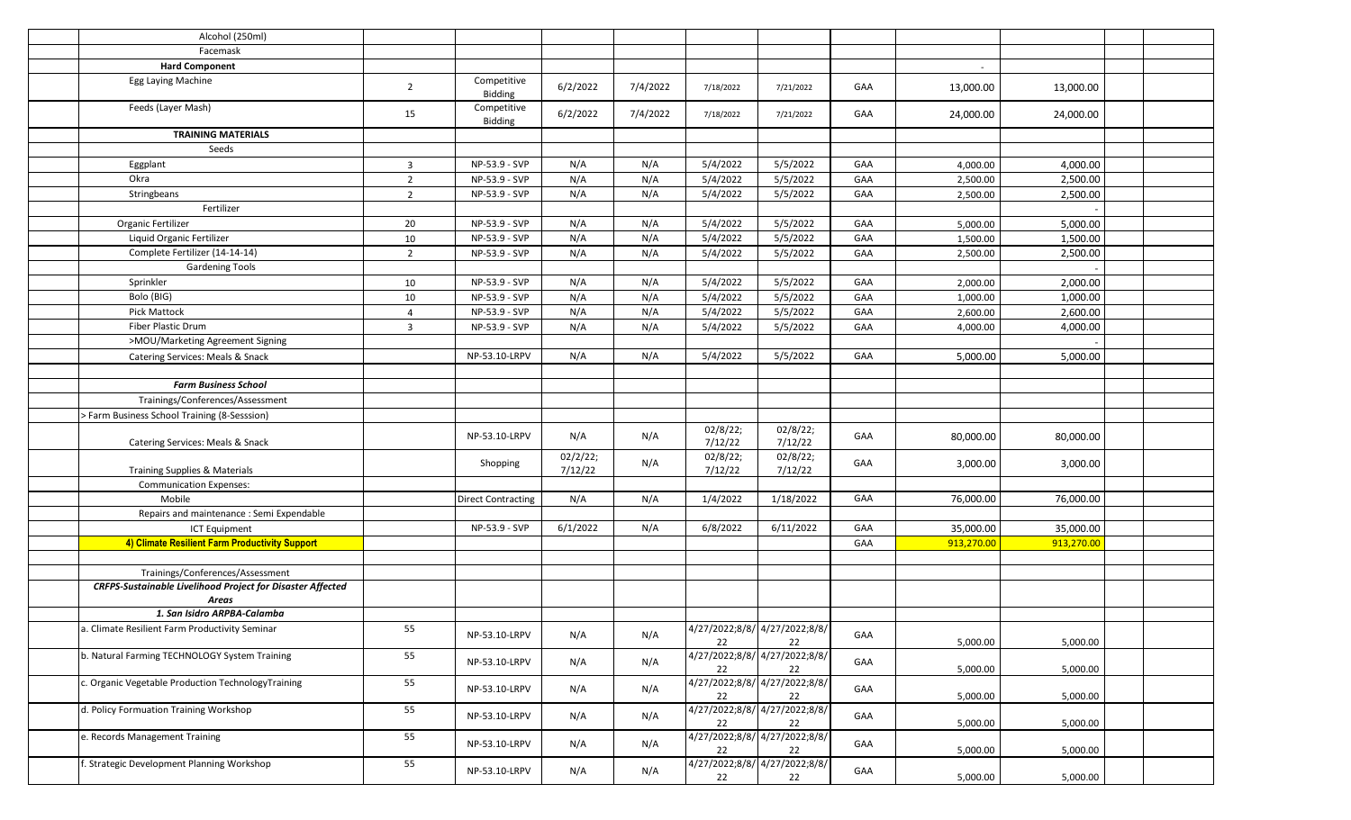| | | | | | | | | | | | |
|---|---|---|---|---|---|---|---|---|---|---|---|
| | Alcohol (250ml) | | | | | | | | | | |
| | Facemask | | | | | | | | | | |
| | **Hard Component** | | | | | | | | - | | |
| | Egg Laying Machine | 2 | Competitive Bidding | 6/2/2022 | 7/4/2022 | 7/18/2022 | 7/21/2022 | GAA | 13,000.00 | 13,000.00 | |
| | Feeds (Layer Mash) | 15 | Competitive Bidding | 6/2/2022 | 7/4/2022 | 7/18/2022 | 7/21/2022 | GAA | 24,000.00 | 24,000.00 | |
| | **TRAINING MATERIALS** | | | | | | | | | | |
| | Seeds | | | | | | | | | | |
| | Eggplant | 3 | NP-53.9 - SVP | N/A | N/A | 5/4/2022 | 5/5/2022 | GAA | 4,000.00 | 4,000.00 | |
| | Okra | 2 | NP-53.9 - SVP | N/A | N/A | 5/4/2022 | 5/5/2022 | GAA | 2,500.00 | 2,500.00 | |
| | Stringbeans | 2 | NP-53.9 - SVP | N/A | N/A | 5/4/2022 | 5/5/2022 | GAA | 2,500.00 | 2,500.00 | |
| | Fertilizer | | | | | | | | | - | |
| | Organic Fertilizer | 20 | NP-53.9 - SVP | N/A | N/A | 5/4/2022 | 5/5/2022 | GAA | 5,000.00 | 5,000.00 | |
| | Liquid Organic Fertilizer | 10 | NP-53.9 - SVP | N/A | N/A | 5/4/2022 | 5/5/2022 | GAA | 1,500.00 | 1,500.00 | |
| | Complete Fertilizer (14-14-14) | 2 | NP-53.9 - SVP | N/A | N/A | 5/4/2022 | 5/5/2022 | GAA | 2,500.00 | 2,500.00 | |
| | Gardening Tools | | | | | | | | | - | |
| | Sprinkler | 10 | NP-53.9 - SVP | N/A | N/A | 5/4/2022 | 5/5/2022 | GAA | 2,000.00 | 2,000.00 | |
| | Bolo (BIG) | 10 | NP-53.9 - SVP | N/A | N/A | 5/4/2022 | 5/5/2022 | GAA | 1,000.00 | 1,000.00 | |
| | Pick Mattock | 4 | NP-53.9 - SVP | N/A | N/A | 5/4/2022 | 5/5/2022 | GAA | 2,600.00 | 2,600.00 | |
| | Fiber Plastic Drum | 3 | NP-53.9 - SVP | N/A | N/A | 5/4/2022 | 5/5/2022 | GAA | 4,000.00 | 4,000.00 | |
| | >MOU/Marketing Agreement Signing | | | | | | | | | - | |
| | Catering Services: Meals & Snack | | NP-53.10-LRPV | N/A | N/A | 5/4/2022 | 5/5/2022 | GAA | 5,000.00 | 5,000.00 | |
| | | | | | | | | | | | |
| | ***Farm Business School*** | | | | | | | | | | |
| | Trainings/Conferences/Assessment | | | | | | | | | | |
| | > Farm Business School Training (8-Sesssion) | | | | | | | | | | |
| | Catering Services: Meals & Snack | | NP-53.10-LRPV | N/A | N/A | 02/8/22; 7/12/22 | 02/8/22; 7/12/22 | GAA | 80,000.00 | 80,000.00 | |
| | Training Supplies & Materials | | Shopping | 02/2/22; 7/12/22 | N/A | 02/8/22; 7/12/22 | 02/8/22; 7/12/22 | GAA | 3,000.00 | 3,000.00 | |
| | Communication Expenses: | | | | | | | | | | |
| | Mobile | | Direct Contracting | N/A | N/A | 1/4/2022 | 1/18/2022 | GAA | 76,000.00 | 76,000.00 | |
| | Repairs and maintenance : Semi Expendable | | | | | | | | | | |
| | ICT Equipment | | NP-53.9 - SVP | 6/1/2022 | N/A | 6/8/2022 | 6/11/2022 | GAA | 35,000.00 | 35,000.00 | |
| | **4) Climate Resilient Farm Productivity Support** | | | | | | | GAA | 913,270.00 | 913,270.00 | |
| | | | | | | | | | | | |
| | Trainings/Conferences/Assessment | | | | | | | | | | |
| | ***CRFPS-Sustainable Livelihood Project for Disaster Affected Areas*** | | | | | | | | | | |
| | ***1. San Isidro ARPBA-Calamba*** | | | | | | | | | | |
| | a. Climate Resilient Farm Productivity Seminar | 55 | NP-53.10-LRPV | N/A | N/A | 4/27/2022;8/8/22 | 4/27/2022;8/8/22 | GAA | 5,000.00 | 5,000.00 | |
| | b. Natural Farming TECHNOLOGY System Training | 55 | NP-53.10-LRPV | N/A | N/A | 4/27/2022;8/8/22 | 4/27/2022;8/8/22 | GAA | 5,000.00 | 5,000.00 | |
| | c. Organic Vegetable Production TechnologyTraining | 55 | NP-53.10-LRPV | N/A | N/A | 4/27/2022;8/8/22 | 4/27/2022;8/8/22 | GAA | 5,000.00 | 5,000.00 | |
| | d. Policy Formuation Training Workshop | 55 | NP-53.10-LRPV | N/A | N/A | 4/27/2022;8/8/22 | 4/27/2022;8/8/22 | GAA | 5,000.00 | 5,000.00 | |
| | e. Records Management Training | 55 | NP-53.10-LRPV | N/A | N/A | 4/27/2022;8/8/22 | 4/27/2022;8/8/22 | GAA | 5,000.00 | 5,000.00 | |
| | f. Strategic Development Planning Workshop | 55 | NP-53.10-LRPV | N/A | N/A | 4/27/2022;8/8/22 | 4/27/2022;8/8/22 | GAA | 5,000.00 | 5,000.00 | |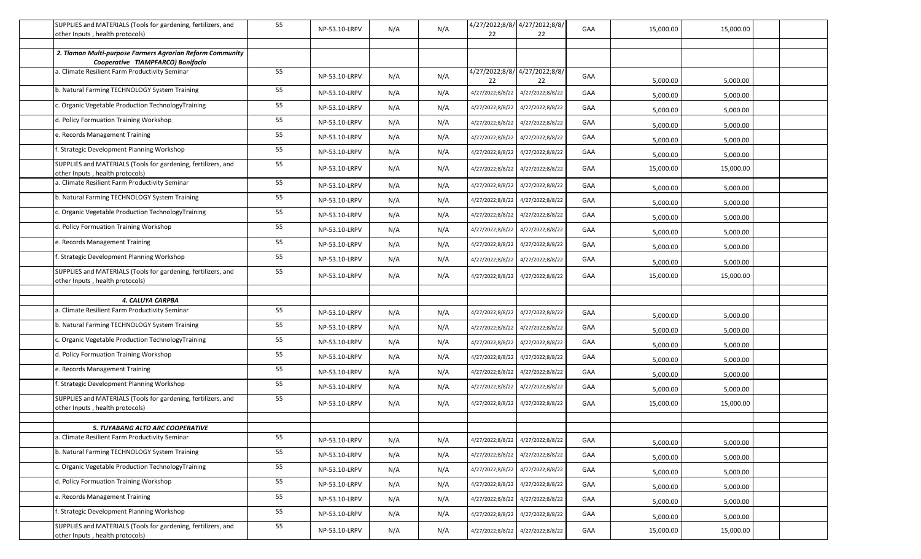| | | | | | | | | | | | |
|---|---|---|---|---|---|---|---|---|---|---|---|
| | SUPPLIES and MATERIALS (Tools for gardening, fertilizers, and other Inputs , health protocols) | 55 | NP-53.10-LRPV | N/A | N/A | 4/27/2022;8/8/22 | 4/27/2022;8/8/22 | GAA | 15,000.00 | 15,000.00 | | |
| | | | | | | | | | | | | |
| | *2. Tiaman Multi-purpose Farmers Agrarian Reform Community Cooperative TIAMPFARCO) Bonifacio* | | | | | | | | | | | |
| | a. Climate Resilient Farm Productivity Seminar | 55 | NP-53.10-LRPV | N/A | N/A | 4/27/2022;8/8/22 | 4/27/2022;8/8/22 | GAA | 5,000.00 | 5,000.00 | | |
| | b. Natural Farming TECHNOLOGY System Training | 55 | NP-53.10-LRPV | N/A | N/A | 4/27/2022;8/8/22 | 4/27/2022;8/8/22 | GAA | 5,000.00 | 5,000.00 | | |
| | c. Organic Vegetable Production TechnologyTraining | 55 | NP-53.10-LRPV | N/A | N/A | 4/27/2022;8/8/22 | 4/27/2022;8/8/22 | GAA | 5,000.00 | 5,000.00 | | |
| | d. Policy Formuation Training Workshop | 55 | NP-53.10-LRPV | N/A | N/A | 4/27/2022;8/8/22 | 4/27/2022;8/8/22 | GAA | 5,000.00 | 5,000.00 | | |
| | e. Records Management Training | 55 | NP-53.10-LRPV | N/A | N/A | 4/27/2022;8/8/22 | 4/27/2022;8/8/22 | GAA | 5,000.00 | 5,000.00 | | |
| | f. Strategic Development Planning Workshop | 55 | NP-53.10-LRPV | N/A | N/A | 4/27/2022;8/8/22 | 4/27/2022;8/8/22 | GAA | 5,000.00 | 5,000.00 | | |
| | SUPPLIES and MATERIALS (Tools for gardening, fertilizers, and other Inputs , health protocols) | 55 | NP-53.10-LRPV | N/A | N/A | 4/27/2022;8/8/22 | 4/27/2022;8/8/22 | GAA | 15,000.00 | 15,000.00 | | |
| | a. Climate Resilient Farm Productivity Seminar | 55 | NP-53.10-LRPV | N/A | N/A | 4/27/2022;8/8/22 | 4/27/2022;8/8/22 | GAA | 5,000.00 | 5,000.00 | | |
| | b. Natural Farming TECHNOLOGY System Training | 55 | NP-53.10-LRPV | N/A | N/A | 4/27/2022;8/8/22 | 4/27/2022;8/8/22 | GAA | 5,000.00 | 5,000.00 | | |
| | c. Organic Vegetable Production TechnologyTraining | 55 | NP-53.10-LRPV | N/A | N/A | 4/27/2022;8/8/22 | 4/27/2022;8/8/22 | GAA | 5,000.00 | 5,000.00 | | |
| | d. Policy Formuation Training Workshop | 55 | NP-53.10-LRPV | N/A | N/A | 4/27/2022;8/8/22 | 4/27/2022;8/8/22 | GAA | 5,000.00 | 5,000.00 | | |
| | e. Records Management Training | 55 | NP-53.10-LRPV | N/A | N/A | 4/27/2022;8/8/22 | 4/27/2022;8/8/22 | GAA | 5,000.00 | 5,000.00 | | |
| | f. Strategic Development Planning Workshop | 55 | NP-53.10-LRPV | N/A | N/A | 4/27/2022;8/8/22 | 4/27/2022;8/8/22 | GAA | 5,000.00 | 5,000.00 | | |
| | SUPPLIES and MATERIALS (Tools for gardening, fertilizers, and other Inputs , health protocols) | 55 | NP-53.10-LRPV | N/A | N/A | 4/27/2022;8/8/22 | 4/27/2022;8/8/22 | GAA | 15,000.00 | 15,000.00 | | |
| | | | | | | | | | | | | |
| | *4. CALUYA CARPBA* | | | | | | | | | | | |
| | a. Climate Resilient Farm Productivity Seminar | 55 | NP-53.10-LRPV | N/A | N/A | 4/27/2022;8/8/22 | 4/27/2022;8/8/22 | GAA | 5,000.00 | 5,000.00 | | |
| | b. Natural Farming TECHNOLOGY System Training | 55 | NP-53.10-LRPV | N/A | N/A | 4/27/2022;8/8/22 | 4/27/2022;8/8/22 | GAA | 5,000.00 | 5,000.00 | | |
| | c. Organic Vegetable Production TechnologyTraining | 55 | NP-53.10-LRPV | N/A | N/A | 4/27/2022;8/8/22 | 4/27/2022;8/8/22 | GAA | 5,000.00 | 5,000.00 | | |
| | d. Policy Formuation Training Workshop | 55 | NP-53.10-LRPV | N/A | N/A | 4/27/2022;8/8/22 | 4/27/2022;8/8/22 | GAA | 5,000.00 | 5,000.00 | | |
| | e. Records Management Training | 55 | NP-53.10-LRPV | N/A | N/A | 4/27/2022;8/8/22 | 4/27/2022;8/8/22 | GAA | 5,000.00 | 5,000.00 | | |
| | f. Strategic Development Planning Workshop | 55 | NP-53.10-LRPV | N/A | N/A | 4/27/2022;8/8/22 | 4/27/2022;8/8/22 | GAA | 5,000.00 | 5,000.00 | | |
| | SUPPLIES and MATERIALS (Tools for gardening, fertilizers, and other Inputs , health protocols) | 55 | NP-53.10-LRPV | N/A | N/A | 4/27/2022;8/8/22 | 4/27/2022;8/8/22 | GAA | 15,000.00 | 15,000.00 | | |
| | | | | | | | | | | | | |
| | *5. TUYABANG ALTO ARC COOPERATIVE* | | | | | | | | | | | |
| | a. Climate Resilient Farm Productivity Seminar | 55 | NP-53.10-LRPV | N/A | N/A | 4/27/2022;8/8/22 | 4/27/2022;8/8/22 | GAA | 5,000.00 | 5,000.00 | | |
| | b. Natural Farming TECHNOLOGY System Training | 55 | NP-53.10-LRPV | N/A | N/A | 4/27/2022;8/8/22 | 4/27/2022;8/8/22 | GAA | 5,000.00 | 5,000.00 | | |
| | c. Organic Vegetable Production TechnologyTraining | 55 | NP-53.10-LRPV | N/A | N/A | 4/27/2022;8/8/22 | 4/27/2022;8/8/22 | GAA | 5,000.00 | 5,000.00 | | |
| | d. Policy Formuation Training Workshop | 55 | NP-53.10-LRPV | N/A | N/A | 4/27/2022;8/8/22 | 4/27/2022;8/8/22 | GAA | 5,000.00 | 5,000.00 | | |
| | e. Records Management Training | 55 | NP-53.10-LRPV | N/A | N/A | 4/27/2022;8/8/22 | 4/27/2022;8/8/22 | GAA | 5,000.00 | 5,000.00 | | |
| | f. Strategic Development Planning Workshop | 55 | NP-53.10-LRPV | N/A | N/A | 4/27/2022;8/8/22 | 4/27/2022;8/8/22 | GAA | 5,000.00 | 5,000.00 | | |
| | SUPPLIES and MATERIALS (Tools for gardening, fertilizers, and other Inputs , health protocols) | 55 | NP-53.10-LRPV | N/A | N/A | 4/27/2022;8/8/22 | 4/27/2022;8/8/22 | GAA | 15,000.00 | 15,000.00 | | |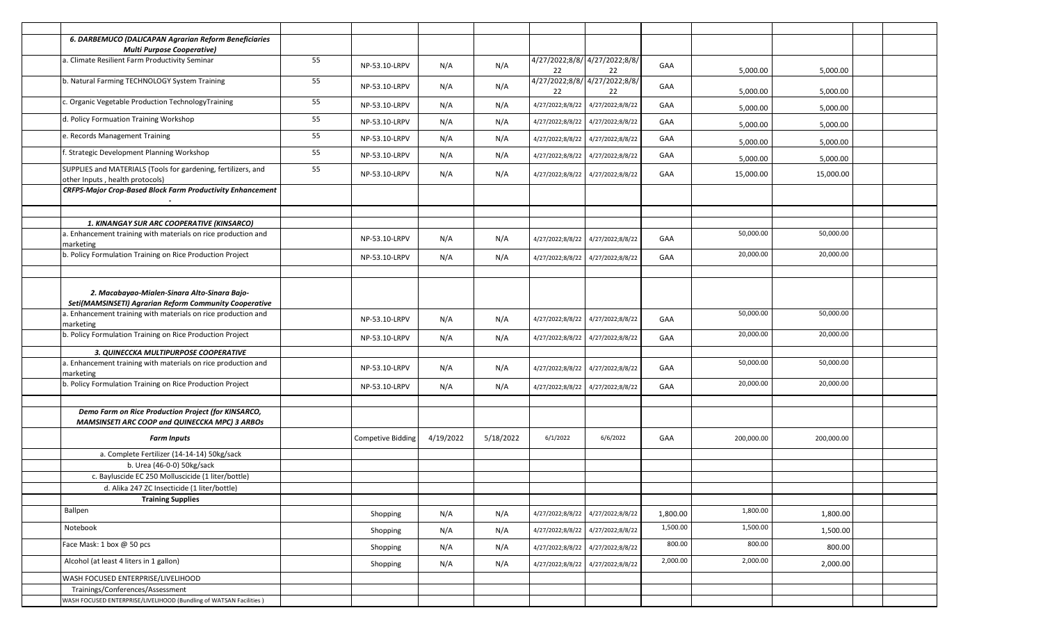| | | | | | | | | | | | |
|---|---|---|---|---|---|---|---|---|---|---|---|
| ***6. DARBEMUCO (DALICAPAN Agrarian Reform Beneficiaries Multi Purpose Cooperative)*** | | | | | | | | | | | |
| a. Climate Resilient Farm Productivity Seminar | 55 | NP-53.10-LRPV | N/A | N/A | 4/27/2022;8/8/22 | 4/27/2022;8/8/22 | GAA | 5,000.00 | 5,000.00 | | |
| b. Natural Farming TECHNOLOGY System Training | 55 | NP-53.10-LRPV | N/A | N/A | 4/27/2022;8/8/22 | 4/27/2022;8/8/22 | GAA | 5,000.00 | 5,000.00 | | |
| c. Organic Vegetable Production TechnologyTraining | 55 | NP-53.10-LRPV | N/A | N/A | 4/27/2022;8/8/22 | 4/27/2022;8/8/22 | GAA | 5,000.00 | 5,000.00 | | |
| d. Policy Formuation Training Workshop | 55 | NP-53.10-LRPV | N/A | N/A | 4/27/2022;8/8/22 | 4/27/2022;8/8/22 | GAA | 5,000.00 | 5,000.00 | | |
| e. Records Management Training | 55 | NP-53.10-LRPV | N/A | N/A | 4/27/2022;8/8/22 | 4/27/2022;8/8/22 | GAA | 5,000.00 | 5,000.00 | | |
| f. Strategic Development Planning Workshop | 55 | NP-53.10-LRPV | N/A | N/A | 4/27/2022;8/8/22 | 4/27/2022;8/8/22 | GAA | 5,000.00 | 5,000.00 | | |
| SUPPLIES and MATERIALS (Tools for gardening, fertilizers, and other Inputs , health protocols) | 55 | NP-53.10-LRPV | N/A | N/A | 4/27/2022;8/8/22 | 4/27/2022;8/8/22 | GAA | 15,000.00 | 15,000.00 | | |
| ***CRFPS-Major Crop-Based Block Farm Productivity Enhancement*** - | | | | | | | | | | | |
| | | | | | | | | | | | |
| ***1. KINANGAY SUR ARC COOPERATIVE (KINSARCO)*** | | | | | | | | | | | |
| a. Enhancement training with materials on rice production and marketing | | NP-53.10-LRPV | N/A | N/A | 4/27/2022;8/8/22 | 4/27/2022;8/8/22 | GAA | 50,000.00 | 50,000.00 | | |
| b. Policy Formulation Training on Rice Production Project | | NP-53.10-LRPV | N/A | N/A | 4/27/2022;8/8/22 | 4/27/2022;8/8/22 | GAA | 20,000.00 | 20,000.00 | | |
| | | | | | | | | | | | |
| ***2. Macabayao-Mialen-Sinara Alto-Sinara Bajo-Seti(MAMSINSETI) Agrarian Reform Community Cooperative*** | | | | | | | | | | | |
| a. Enhancement training with materials on rice production and marketing | | NP-53.10-LRPV | N/A | N/A | 4/27/2022;8/8/22 | 4/27/2022;8/8/22 | GAA | 50,000.00 | 50,000.00 | | |
| b. Policy Formulation Training on Rice Production Project | | NP-53.10-LRPV | N/A | N/A | 4/27/2022;8/8/22 | 4/27/2022;8/8/22 | GAA | 20,000.00 | 20,000.00 | | |
| ***3. QUINECCKA MULTIPURPOSE COOPERATIVE*** | | | | | | | | | | | |
| a. Enhancement training with materials on rice production and marketing | | NP-53.10-LRPV | N/A | N/A | 4/27/2022;8/8/22 | 4/27/2022;8/8/22 | GAA | 50,000.00 | 50,000.00 | | |
| b. Policy Formulation Training on Rice Production Project | | NP-53.10-LRPV | N/A | N/A | 4/27/2022;8/8/22 | 4/27/2022;8/8/22 | GAA | 20,000.00 | 20,000.00 | | |
| | | | | | | | | | | | |
| ***Demo Farm on Rice Production Project (for KINSARCO, MAMSINSETI ARC COOP and QUINECCKA MPC) 3 ARBOs*** | | | | | | | | | | | |
| ***Farm Inputs*** | | Competive Bidding | 4/19/2022 | 5/18/2022 | 6/1/2022 | 6/6/2022 | GAA | 200,000.00 | 200,000.00 | | |
| a. Complete Fertilizer (14-14-14) 50kg/sack | | | | | | | | | | | |
| b. Urea (46-0-0) 50kg/sack | | | | | | | | | | | |
| c. Bayluscide EC 250 Mollusciside (1 liter/bottle) | | | | | | | | | | | |
| d. Alika 247 ZC Insecticide (1 liter/bottle) | | | | | | | | | | | |
| **Training Supplies** | | | | | | | | | | | |
| Ballpen | | Shopping | N/A | N/A | 4/27/2022;8/8/22 | 4/27/2022;8/8/22 | 1,800.00 | 1,800.00 | 1,800.00 | | |
| Notebook | | Shopping | N/A | N/A | 4/27/2022;8/8/22 | 4/27/2022;8/8/22 | 1,500.00 | 1,500.00 | 1,500.00 | | |
| Face Mask: 1 box @ 50 pcs | | Shopping | N/A | N/A | 4/27/2022;8/8/22 | 4/27/2022;8/8/22 | 800.00 | 800.00 | 800.00 | | |
| Alcohol (at least 4 liters in 1 gallon) | | Shopping | N/A | N/A | 4/27/2022;8/8/22 | 4/27/2022;8/8/22 | 2,000.00 | 2,000.00 | 2,000.00 | | |
| WASH FOCUSED ENTERPRISE/LIVELIHOOD | | | | | | | | | | | |
| Trainings/Conferences/Assessment | | | | | | | | | | | |
| WASH FOCUSED ENTERPRISE/LIVELIHOOD (Bundling of WATSAN Facilities ) | | | | | | | | | | | |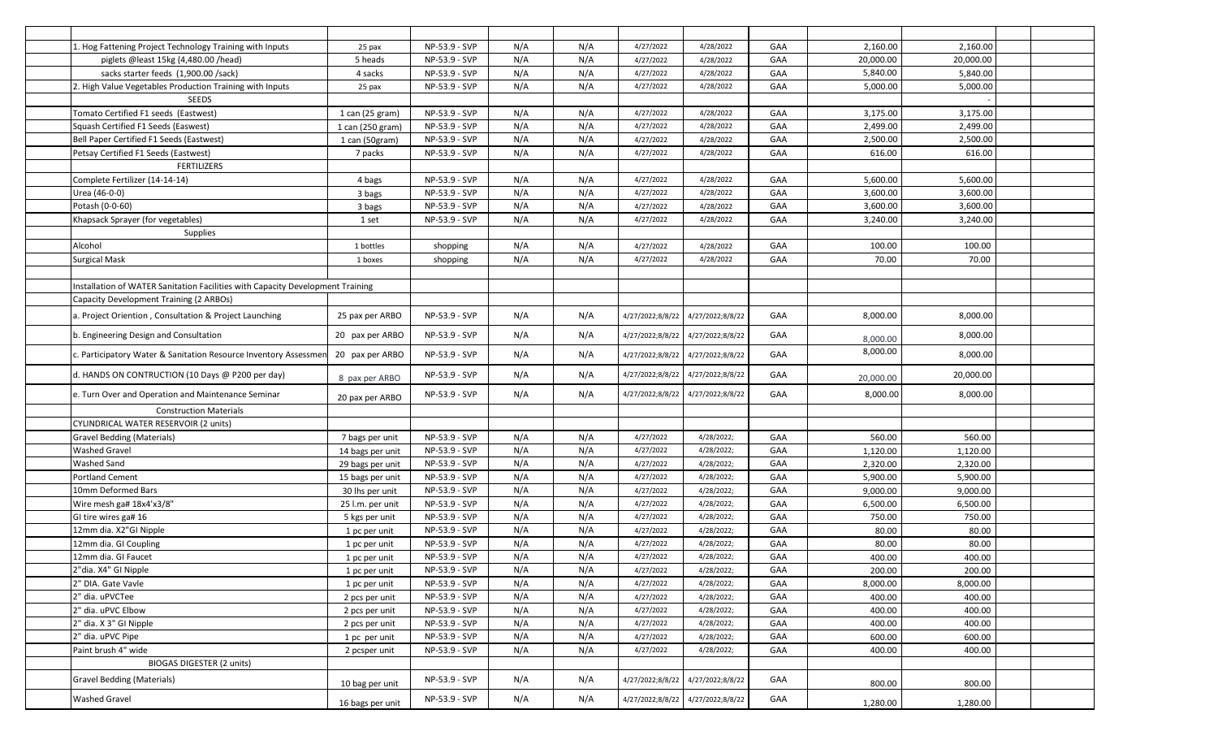| | | | | | | | | | | | |
|---|---|---|---|---|---|---|---|---|---|---|---|
| | 1. Hog Fattening Project Technology Training with Inputs | 25 pax | NP-53.9 - SVP | N/A | N/A | 4/27/2022 | 4/28/2022 | GAA | 2,160.00 | 2,160.00 | |
| | piglets @least 15kg (4,480.00 /head) | 5 heads | NP-53.9 - SVP | N/A | N/A | 4/27/2022 | 4/28/2022 | GAA | 20,000.00 | 20,000.00 | |
| | sacks starter feeds (1,900.00 /sack) | 4 sacks | NP-53.9 - SVP | N/A | N/A | 4/27/2022 | 4/28/2022 | GAA | 5,840.00 | 5,840.00 | |
| | 2. High Value Vegetables Production Training with Inputs | 25 pax | NP-53.9 - SVP | N/A | N/A | 4/27/2022 | 4/28/2022 | GAA | 5,000.00 | 5,000.00 | |
| | SEEDS | | | | | | | | | - | |
| | Tomato Certified F1 seeds (Eastwest) | 1 can (25 gram) | NP-53.9 - SVP | N/A | N/A | 4/27/2022 | 4/28/2022 | GAA | 3,175.00 | 3,175.00 | |
| | Squash Certified F1 Seeds (Easwest) | 1 can (250 gram) | NP-53.9 - SVP | N/A | N/A | 4/27/2022 | 4/28/2022 | GAA | 2,499.00 | 2,499.00 | |
| | Bell Paper Certified F1 Seeds (Eastwest) | 1 can (50gram) | NP-53.9 - SVP | N/A | N/A | 4/27/2022 | 4/28/2022 | GAA | 2,500.00 | 2,500.00 | |
| | Petsay Certified F1 Seeds (Eastwest) | 7 packs | NP-53.9 - SVP | N/A | N/A | 4/27/2022 | 4/28/2022 | GAA | 616.00 | 616.00 | |
| | FERTILIZERS | | | | | | | | | | |
| | Complete Fertilizer (14-14-14) | 4 bags | NP-53.9 - SVP | N/A | N/A | 4/27/2022 | 4/28/2022 | GAA | 5,600.00 | 5,600.00 | |
| | Urea (46-0-0) | 3 bags | NP-53.9 - SVP | N/A | N/A | 4/27/2022 | 4/28/2022 | GAA | 3,600.00 | 3,600.00 | |
| | Potash (0-0-60) | 3 bags | NP-53.9 - SVP | N/A | N/A | 4/27/2022 | 4/28/2022 | GAA | 3,600.00 | 3,600.00 | |
| | Khapsack Sprayer (for vegetables) | 1 set | NP-53.9 - SVP | N/A | N/A | 4/27/2022 | 4/28/2022 | GAA | 3,240.00 | 3,240.00 | |
| | Supplies | | | | | | | | | | |
| | Alcohol | 1 bottles | shopping | N/A | N/A | 4/27/2022 | 4/28/2022 | GAA | 100.00 | 100.00 | |
| | Surgical Mask | 1 boxes | shopping | N/A | N/A | 4/27/2022 | 4/28/2022 | GAA | 70.00 | 70.00 | |
| | | | | | | | | | | | |
| | Installation of WATER Sanitation Facilities with Capacity Development Training | | | | | | | | | | |
| | Capacity Development Training (2 ARBOs) | | | | | | | | | | |
| | a. Project Oriention , Consultation & Project Launching | 25 pax per ARBO | NP-53.9 - SVP | N/A | N/A | 4/27/2022;8/8/22 | 4/27/2022;8/8/22 | GAA | 8,000.00 | 8,000.00 | |
| | b. Engineering Design and Consultation | 20 pax per ARBO | NP-53.9 - SVP | N/A | N/A | 4/27/2022;8/8/22 | 4/27/2022;8/8/22 | GAA | 8,000.00 | 8,000.00 | |
| | c. Participatory Water & Sanitation Resource Inventory Assessmen | 20 pax per ARBO | NP-53.9 - SVP | N/A | N/A | 4/27/2022;8/8/22 | 4/27/2022;8/8/22 | GAA | 8,000.00 | 8,000.00 | |
| | d. HANDS ON CONTRUCTION (10 Days @ P200 per day) | 8 pax per ARBO | NP-53.9 - SVP | N/A | N/A | 4/27/2022;8/8/22 | 4/27/2022;8/8/22 | GAA | 20,000.00 | 20,000.00 | |
| | e. Turn Over and Operation and Maintenance Seminar | 20 pax per ARBO | NP-53.9 - SVP | N/A | N/A | 4/27/2022;8/8/22 | 4/27/2022;8/8/22 | GAA | 8,000.00 | 8,000.00 | |
| | Construction Materials | | | | | | | | | | |
| | CYLINDRICAL WATER RESERVOIR (2 units) | | | | | | | | | | |
| | Gravel Bedding (Materials) | 7 bags per unit | NP-53.9 - SVP | N/A | N/A | 4/27/2022 | 4/28/2022; | GAA | 560.00 | 560.00 | |
| | Washed Gravel | 14 bags per unit | NP-53.9 - SVP | N/A | N/A | 4/27/2022 | 4/28/2022; | GAA | 1,120.00 | 1,120.00 | |
| | Washed Sand | 29 bags per unit | NP-53.9 - SVP | N/A | N/A | 4/27/2022 | 4/28/2022; | GAA | 2,320.00 | 2,320.00 | |
| | Portland Cement | 15 bags per unit | NP-53.9 - SVP | N/A | N/A | 4/27/2022 | 4/28/2022; | GAA | 5,900.00 | 5,900.00 | |
| | 10mm Deformed Bars | 30 lhs per unit | NP-53.9 - SVP | N/A | N/A | 4/27/2022 | 4/28/2022; | GAA | 9,000.00 | 9,000.00 | |
| | Wire mesh ga# 18x4'x3/8" | 25 l.m. per unit | NP-53.9 - SVP | N/A | N/A | 4/27/2022 | 4/28/2022; | GAA | 6,500.00 | 6,500.00 | |
| | GI tire wires ga# 16 | 5 kgs per unit | NP-53.9 - SVP | N/A | N/A | 4/27/2022 | 4/28/2022; | GAA | 750.00 | 750.00 | |
| | 12mm dia. X2"GI Nipple | 1 pc per unit | NP-53.9 - SVP | N/A | N/A | 4/27/2022 | 4/28/2022; | GAA | 80.00 | 80.00 | |
| | 12mm dia. GI Coupling | 1 pc per unit | NP-53.9 - SVP | N/A | N/A | 4/27/2022 | 4/28/2022; | GAA | 80.00 | 80.00 | |
| | 12mm dia. GI Faucet | 1 pc per unit | NP-53.9 - SVP | N/A | N/A | 4/27/2022 | 4/28/2022; | GAA | 400.00 | 400.00 | |
| | 2"dia. X4" GI Nipple | 1 pc per unit | NP-53.9 - SVP | N/A | N/A | 4/27/2022 | 4/28/2022; | GAA | 200.00 | 200.00 | |
| | 2" DIA. Gate Vavle | 1 pc per unit | NP-53.9 - SVP | N/A | N/A | 4/27/2022 | 4/28/2022; | GAA | 8,000.00 | 8,000.00 | |
| | 2" dia. uPVCTee | 2 pcs per unit | NP-53.9 - SVP | N/A | N/A | 4/27/2022 | 4/28/2022; | GAA | 400.00 | 400.00 | |
| | 2" dia. uPVC Elbow | 2 pcs per unit | NP-53.9 - SVP | N/A | N/A | 4/27/2022 | 4/28/2022; | GAA | 400.00 | 400.00 | |
| | 2" dia. X 3" GI Nipple | 2 pcs per unit | NP-53.9 - SVP | N/A | N/A | 4/27/2022 | 4/28/2022; | GAA | 400.00 | 400.00 | |
| | 2" dia. uPVC Pipe | 1 pc per unit | NP-53.9 - SVP | N/A | N/A | 4/27/2022 | 4/28/2022; | GAA | 600.00 | 600.00 | |
| | Paint brush 4" wide | 2 pcsper unit | NP-53.9 - SVP | N/A | N/A | 4/27/2022 | 4/28/2022; | GAA | 400.00 | 400.00 | |
| | BIOGAS DIGESTER (2 units) | | | | | | | | | | |
| | Gravel Bedding (Materials) | 10 bag per unit | NP-53.9 - SVP | N/A | N/A | 4/27/2022;8/8/22 | 4/27/2022;8/8/22 | GAA | 800.00 | 800.00 | |
| | Washed Gravel | 16 bags per unit | NP-53.9 - SVP | N/A | N/A | 4/27/2022;8/8/22 | 4/27/2022;8/8/22 | GAA | 1,280.00 | 1,280.00 | |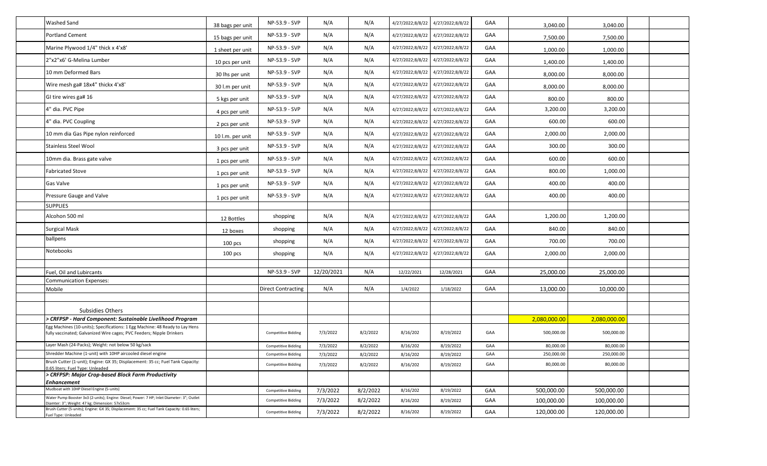| | | | | | | | | | | | |
|---|---|---|---|---|---|---|---|---|---|---|---|
| Washed Sand | 38 bags per unit | NP-53.9 - SVP | N/A | N/A | 4/27/2022;8/8/22 | 4/27/2022;8/8/22 | GAA | 3,040.00 | 3,040.00 | | |
| Portland Cement | 15 bags per unit | NP-53.9 - SVP | N/A | N/A | 4/27/2022;8/8/22 | 4/27/2022;8/8/22 | GAA | 7,500.00 | 7,500.00 | | |
| Marine Plywood 1/4" thick x 4'x8' | 1 sheet per unit | NP-53.9 - SVP | N/A | N/A | 4/27/2022;8/8/22 | 4/27/2022;8/8/22 | GAA | 1,000.00 | 1,000.00 | | |
| 2"x2"x6' G-Melina Lumber | 10 pcs per unit | NP-53.9 - SVP | N/A | N/A | 4/27/2022;8/8/22 | 4/27/2022;8/8/22 | GAA | 1,400.00 | 1,400.00 | | |
| 10 mm Deformed Bars | 30 lhs per unit | NP-53.9 - SVP | N/A | N/A | 4/27/2022;8/8/22 | 4/27/2022;8/8/22 | GAA | 8,000.00 | 8,000.00 | | |
| Wire mesh ga# 18x4" thickx 4'x8' | 30 l.m per unit | NP-53.9 - SVP | N/A | N/A | 4/27/2022;8/8/22 | 4/27/2022;8/8/22 | GAA | 8,000.00 | 8,000.00 | | |
| GI tire wires ga# 16 | 5 kgs per unit | NP-53.9 - SVP | N/A | N/A | 4/27/2022;8/8/22 | 4/27/2022;8/8/22 | GAA | 800.00 | 800.00 | | |
| 4" dia. PVC Pipe | 4 pcs per unit | NP-53.9 - SVP | N/A | N/A | 4/27/2022;8/8/22 | 4/27/2022;8/8/22 | GAA | 3,200.00 | 3,200.00 | | |
| 4" dia. PVC Coupling | 2 pcs per unit | NP-53.9 - SVP | N/A | N/A | 4/27/2022;8/8/22 | 4/27/2022;8/8/22 | GAA | 600.00 | 600.00 | | |
| 10 mm dia Gas Pipe nylon reinforced | 10 l.m. per unit | NP-53.9 - SVP | N/A | N/A | 4/27/2022;8/8/22 | 4/27/2022;8/8/22 | GAA | 2,000.00 | 2,000.00 | | |
| Stainless Steel Wool | 3 pcs per unit | NP-53.9 - SVP | N/A | N/A | 4/27/2022;8/8/22 | 4/27/2022;8/8/22 | GAA | 300.00 | 300.00 | | |
| 10mm dia. Brass gate valve | 1 pcs per unit | NP-53.9 - SVP | N/A | N/A | 4/27/2022;8/8/22 | 4/27/2022;8/8/22 | GAA | 600.00 | 600.00 | | |
| Fabricated Stove | 1 pcs per unit | NP-53.9 - SVP | N/A | N/A | 4/27/2022;8/8/22 | 4/27/2022;8/8/22 | GAA | 800.00 | 1,000.00 | | |
| Gas Valve | 1 pcs per unit | NP-53.9 - SVP | N/A | N/A | 4/27/2022;8/8/22 | 4/27/2022;8/8/22 | GAA | 400.00 | 400.00 | | |
| Pressure Gauge and Valve | 1 pcs per unit | NP-53.9 - SVP | N/A | N/A | 4/27/2022;8/8/22 | 4/27/2022;8/8/22 | GAA | 400.00 | 400.00 | | |
| SUPPLIES | | | | | | | | | | | |
| Alcohon 500 ml | 12 Bottles | shopping | N/A | N/A | 4/27/2022;8/8/22 | 4/27/2022;8/8/22 | GAA | 1,200.00 | 1,200.00 | | |
| Surgical Mask | 12 boxes | shopping | N/A | N/A | 4/27/2022;8/8/22 | 4/27/2022;8/8/22 | GAA | 840.00 | 840.00 | | |
| ballpens | 100 pcs | shopping | N/A | N/A | 4/27/2022;8/8/22 | 4/27/2022;8/8/22 | GAA | 700.00 | 700.00 | | |
| Notebooks | 100 pcs | shopping | N/A | N/A | 4/27/2022;8/8/22 | 4/27/2022;8/8/22 | GAA | 2,000.00 | 2,000.00 | | |
| | | | | | | | | | | | |
| Fuel, Oil and Lubircants | | NP-53.9 - SVP | 12/20/2021 | N/A | 12/22/2021 | 12/28/2021 | GAA | 25,000.00 | 25,000.00 | | |
| Communication Expenses: | | | | | | | | | | | |
| Mobile | | Direct Contracting | N/A | N/A | 1/4/2022 | 1/18/2022 | GAA | 13,000.00 | 10,000.00 | | |
| | | | | | | | | | | | |
| Subsides Others | | | | | | | | | | | |
| ***> CRFPSP - Hard Component: Sustainable Livelihood Program*** | | | | | | | | 2,080,000.00 | 2,080,000.00 | | |
| Egg Machines (10-units); Specifications: 1 Egg Machine: 48 Ready to Lay Hens fully vaccinated; Galvanized Wire cages; PVC Feeders; Nipple Drinkers | | Competitive Bidding | 7/3/2022 | 8/2/2022 | 8/16/202 | 8/19/2022 | GAA | 500,000.00 | 500,000.00 | | |
| Layer Mash (24-Packs); Weight: not below 50 kg/sack | | Competitive Bidding | 7/3/2022 | 8/2/2022 | 8/16/202 | 8/19/2022 | GAA | 80,000.00 | 80,000.00 | | |
| Shredder Machine (1-unit) with 10HP aircooled diesel engine | | Competitive Bidding | 7/3/2022 | 8/2/2022 | 8/16/202 | 8/19/2022 | GAA | 250,000.00 | 250,000.00 | | |
| Brush Cutter (1-unit); Engine: GX 35; Displacement: 35 cc; Fuel Tank Capacity: 0.65 liters; Fuel Type: Unleaded | | Competitive Bidding | 7/3/2022 | 8/2/2022 | 8/16/202 | 8/19/2022 | GAA | 80,000.00 | 80,000.00 | | |
| ***> CRFPSP: Major Crop-based Block Farm Productivity Enhancement*** | | | | | | | | | | | |
| Mudboat with 10HP Diesel Engine (5-units) | | Competitive Bidding | 7/3/2022 | 8/2/2022 | 8/16/202 | 8/19/2022 | GAA | 500,000.00 | 500,000.00 | | |
| Water Pump Booster 3x3 (2-units); Engine: Diesel; Power: 7 HP; Inlet Diameter: 3"; Outlet Diamter: 3"; Weight: 47 kg; Dimension: 57x53cm | | Competitive Bidding | 7/3/2022 | 8/2/2022 | 8/16/202 | 8/19/2022 | GAA | 100,000.00 | 100,000.00 | | |
| Brush Cutter (5-units); Engine: GX 35; Displacement: 35 cc; Fuel Tank Capacity: 0.65 liters; Fuel Type: Unleaded | | Competitive Bidding | 7/3/2022 | 8/2/2022 | 8/16/202 | 8/19/2022 | GAA | 120,000.00 | 120,000.00 | | |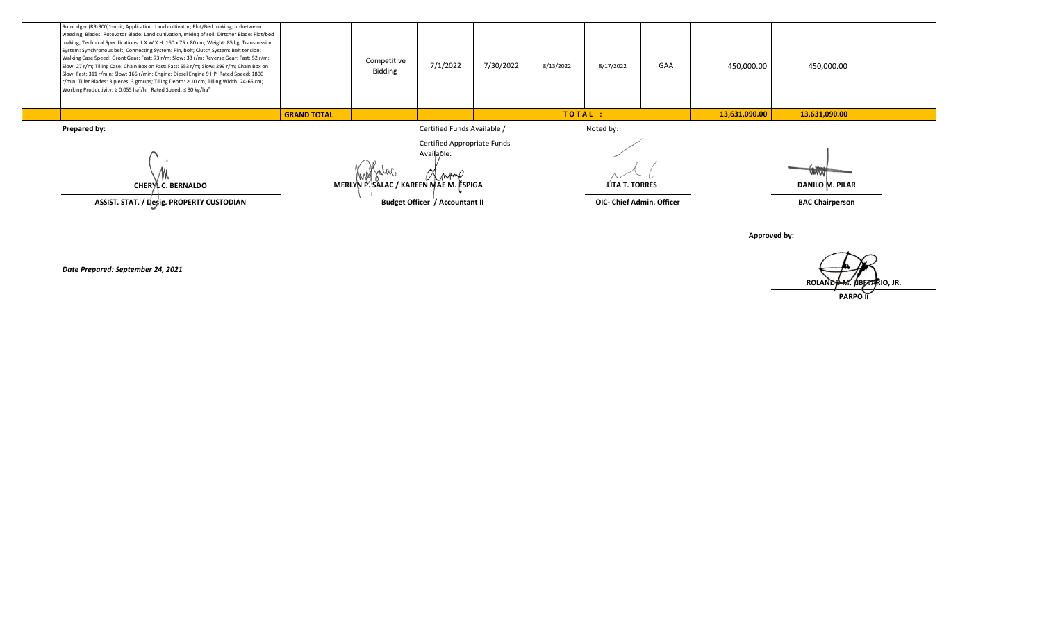| | | | | | | | | | | | | | |
|---|---|---|---|---|---|---|---|---|---|---|---|---|---|
| | Rotoridger (RR-900)1-unit; Application: Land cultivator; Plot/Bed making; In-between weeding; Blades: Rotovator Blade: Land cultivation, mixing of soil; Dirtcher Blade: Plot/bed making; Technical Specifications: L X W X H: 160 x 75 x 80 cm; Weight: 85 kg; Transmission System: Synchronous belt; Connecting System: Pin, bolt; Clutch System: Belt tension; Walking Case Speed: Gront Gear: Fast: 73 r/m; Slow: 38 r/m; Reverse Gear: Fast: 52 r/m; Slow: 27 r/m; Tilling Case: Chain Box on Fast: Fast: 553 r/m; Slow: 299 r/m; Chain Box on Slow: Fast: 311 r/min; Slow: 166 r/min; Engine: Diesel Engine 9 HP; Rated Speed: 1800 r/min; Tiller Blades: 3 pieces, 3 groups; Tilling Depth: ≥ 10 cm; Tilling Width: 24-65 cm; Working Productivity: ≥ 0.055 ha²/hr; Rated Speed: ≤ 30 kg/ha² | | Competitive Bidding | 7/1/2022 | 7/30/2022 | 8/13/2022 | 8/17/2022 | GAA | 450,000.00 | 450,000.00 | | |
| | | GRAND TOTAL | | | | TOTAL : | | | 13,631,090.00 | 13,631,090.00 | | |

**Prepared by:**

**CHERYL C. BERNALDO**
**ASSIST. STAT. / Desig. PROPERTY CUSTODIAN**

Certified Funds Available / Certified Appropriate Funds Available:

**MERLYN P. SALAC / KAREEN MAE M. ESPIGA**
**Budget Officer / Accountant II**

Noted by:

**LITA T. TORRES**
**OIC- Chief Admin. Officer**

**DANILO M. PILAR**
**BAC Chairperson**

**Approved by:**

**ROLANDO M. LIBETARIO, JR.**
**PARPO II**

***Date Prepared: September 24, 2021***